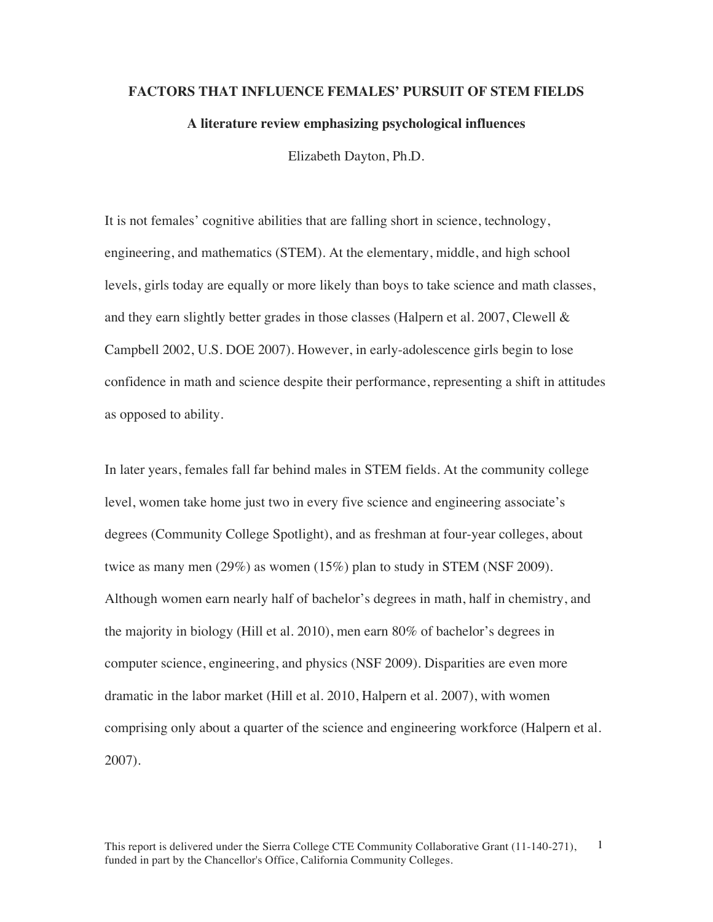# FACTORS THAT INFLUENCE FEMALES' PURSUIT OF STEM FIELDS

## A literature review emphasizing psychological influences

Elizabeth Dayton, Ph.D.

It is not females' cognitive abilities that are falling short in science, technology, engineering, and mathematics (STEM). At the elementary, middle, and high school levels, girls today are equally or more likely than boys to take science and math classes, and they earn slightly better grades in those classes (Halpern et al. 2007, Clewell & Campbell 2002, U.S. DOE 2007). However, in early-adolescence girls begin to lose confidence in math and science despite their performance, representing a shift in attitudes as opposed to ability.

In later years, females fall far behind males in STEM fields. At the community college level, women take home just two in every five science and engineering associate's degrees (Community College Spotlight), and as freshman at four-year colleges, about twice as many men (29%) as women (15%) plan to study in STEM (NSF 2009). Although women earn nearly half of bachelor's degrees in math, half in chemistry, and the majority in biology (Hill et al. 2010), men earn 80% of bachelor's degrees in computer science, engineering, and physics (NSF 2009). Disparities are even more dramatic in the labor market (Hill et al. 2010, Halpern et al. 2007), with women comprising only about a quarter of the science and engineering workforce (Halpern et al. 2007).

This report is delivered under the Sierra College CTE Community Collaborative Grant (11-140-271), funded in part by the Chancellor's Office, California Community Colleges.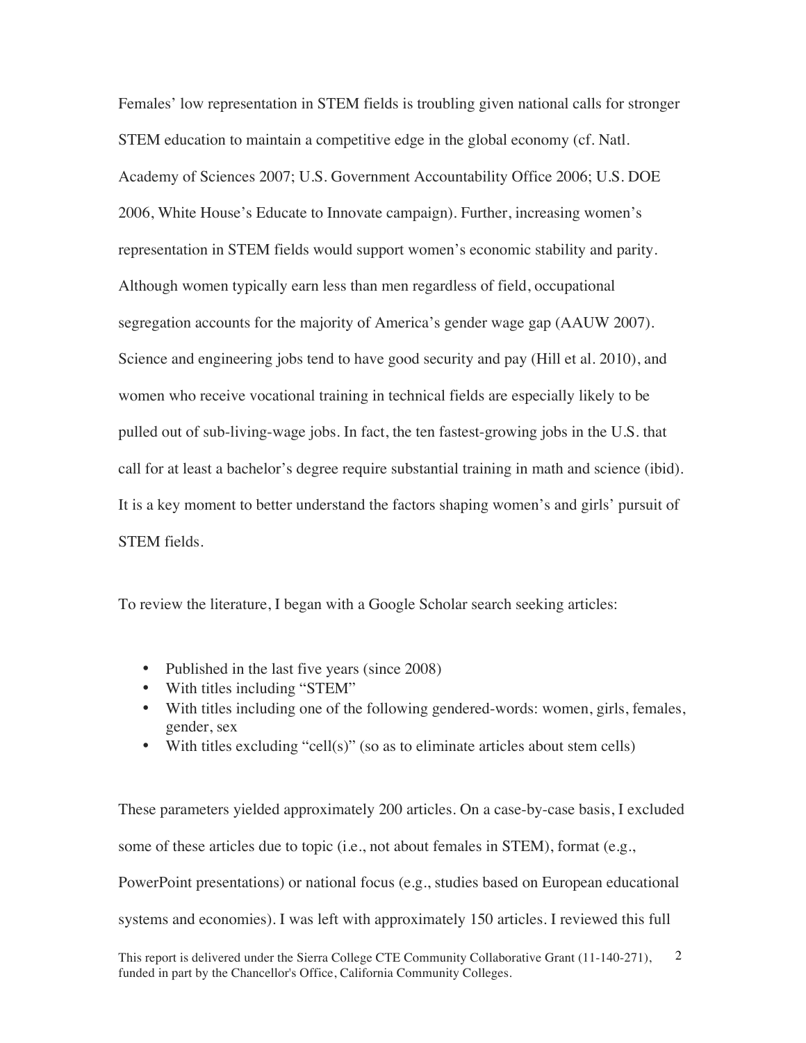Females' low representation in STEM fields is troubling given national calls for stronger STEM education to maintain a competitive edge in the global economy (cf. Natl. Academy of Sciences 2007; U.S. Government Accountability Office 2006; U.S. DOE 2006, White House's Educate to Innovate campaign). Further, increasing women's representation in STEM fields would support women's economic stability and parity. Although women typically earn less than men regardless of field, occupational segregation accounts for the majority of America's gender wage gap (AAUW 2007). Science and engineering jobs tend to have good security and pay (Hill et al. 2010), and women who receive vocational training in technical fields are especially likely to be pulled out of sub-living-wage jobs. In fact, the ten fastest-growing jobs in the U.S. that call for at least a bachelor's degree require substantial training in math and science (ibid). It is a key moment to better understand the factors shaping women's and girls' pursuit of STEM fields.

To review the literature, I began with a Google Scholar search seeking articles:

- Published in the last five years (since 2008)
- With titles including "STEM"
- With titles including one of the following gendered-words: women, girls, females, gender, sex
- With titles excluding "cell(s)" (so as to eliminate articles about stem cells)

These parameters yielded approximately 200 articles. On a case-by-case basis, I excluded some of these articles due to topic (i.e., not about females in STEM), format (e.g., PowerPoint presentations) or national focus (e.g., studies based on European educational systems and economies). I was left with approximately 150 articles. I reviewed this full

This report is delivered under the Sierra College CTE Community Collaborative Grant (11-140-271), funded in part by the Chancellor's Office, California Community Colleges.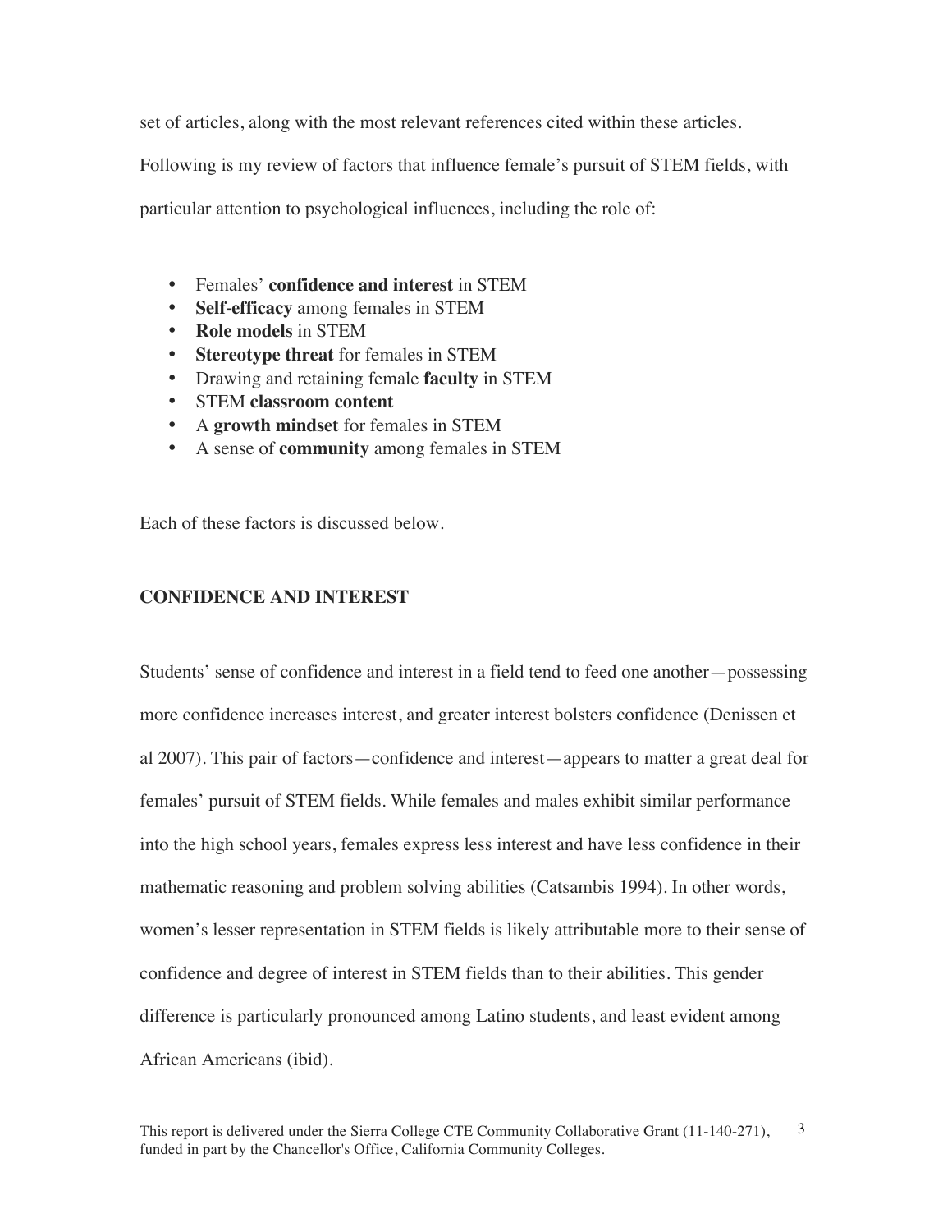set of articles, along with the most relevant references cited within these articles. Following is my review of factors that influence female's pursuit of STEM fields, with particular attention to psychological influences, including the role of:

- Females' **confidence and interest** in STEM
- **Self-efficacy** among females in STEM
- **Role models** in STEM
- **Stereotype threat** for females in STEM
- Drawing and retaining female **faculty** in STEM
- STEM **classroom content**
- A **growth mindset** for females in STEM
- A sense of **community** among females in STEM

Each of these factors is discussed below.

## CONFIDENCE AND INTEREST

Students' sense of confidence and interest in a field tend to feed one another—possessing more confidence increases interest, and greater interest bolsters confidence (Denissen et al 2007). This pair of factors—confidence and interest—appears to matter a great deal for females' pursuit of STEM fields. While females and males exhibit similar performance into the high school years, females express less interest and have less confidence in their mathematic reasoning and problem solving abilities (Catsambis 1994). In other words, women's lesser representation in STEM fields is likely attributable more to their sense of confidence and degree of interest in STEM fields than to their abilities. This gender difference is particularly pronounced among Latino students, and least evident among African Americans (ibid).

This report is delivered under the Sierra College CTE Community Collaborative Grant (11-140-271), funded in part by the Chancellor's Office, California Community Colleges.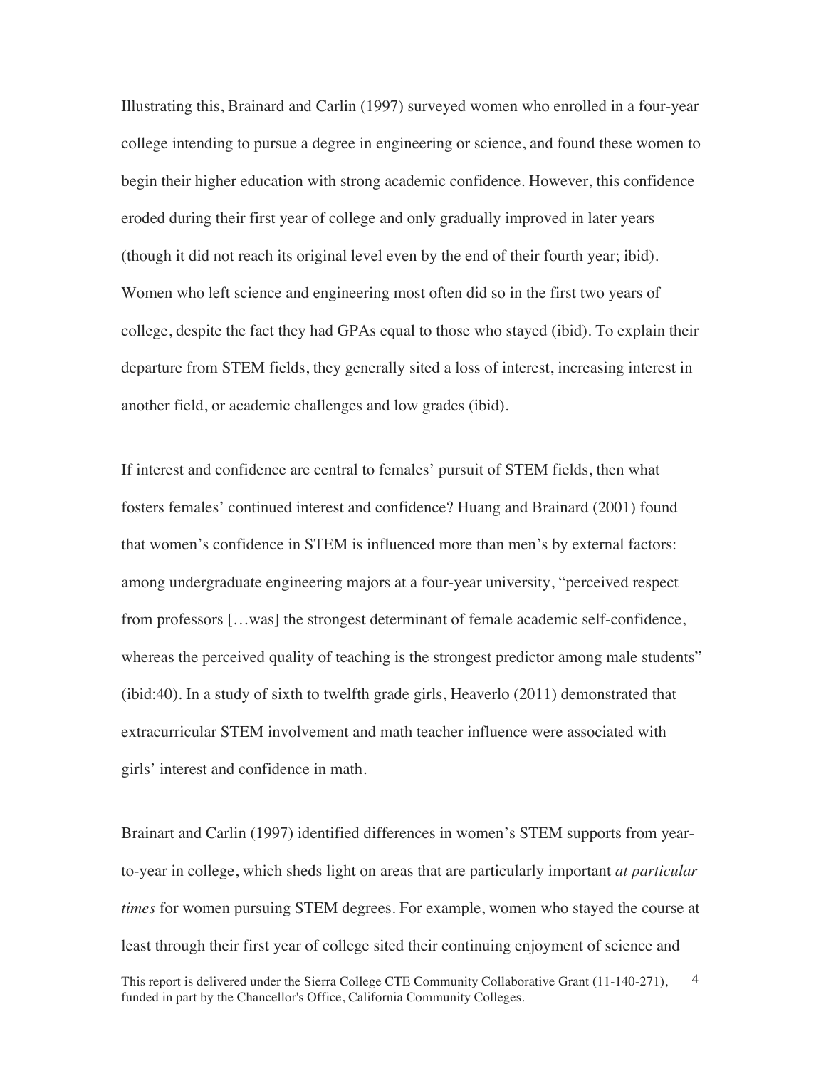Illustrating this, Brainard and Carlin (1997) surveyed women who enrolled in a four-year college intending to pursue a degree in engineering or science, and found these women to begin their higher education with strong academic confidence. However, this confidence eroded during their first year of college and only gradually improved in later years (though it did not reach its original level even by the end of their fourth year; ibid). Women who left science and engineering most often did so in the first two years of college, despite the fact they had GPAs equal to those who stayed (ibid). To explain their departure from STEM fields, they generally sited a loss of interest, increasing interest in another field, or academic challenges and low grades (ibid).

If interest and confidence are central to females' pursuit of STEM fields, then what fosters females' continued interest and confidence? Huang and Brainard (2001) found that women's confidence in STEM is influenced more than men's by external factors: among undergraduate engineering majors at a four-year university, "perceived respect from professors […was] the strongest determinant of female academic self-confidence, whereas the perceived quality of teaching is the strongest predictor among male students" (ibid:40). In a study of sixth to twelfth grade girls, Heaverlo (2011) demonstrated that extracurricular STEM involvement and math teacher influence were associated with girls' interest and confidence in math.

Brainart and Carlin (1997) identified differences in women's STEM supports from year-to-year in college, which sheds light on areas that are particularly important *at particular times* for women pursuing STEM degrees. For example, women who stayed the course at least through their first year of college sited their continuing enjoyment of science and

This report is delivered under the Sierra College CTE Community Collaborative Grant (11-140-271), funded in part by the Chancellor's Office, California Community Colleges.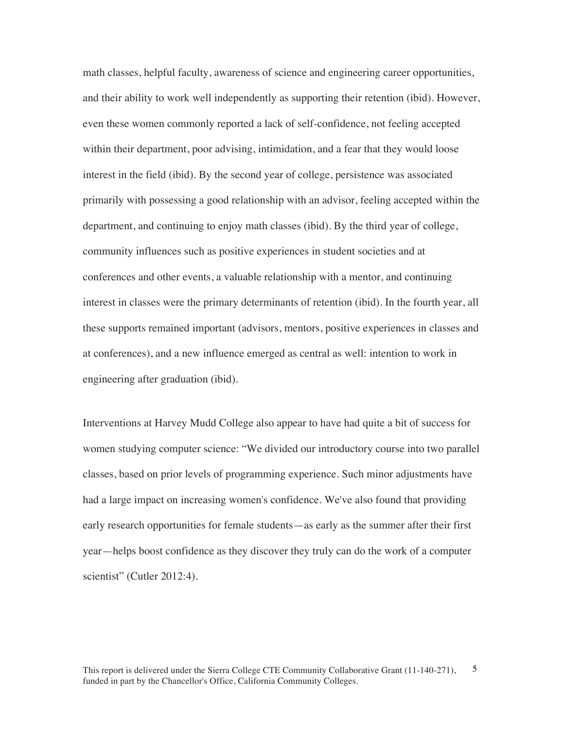math classes, helpful faculty, awareness of science and engineering career opportunities, and their ability to work well independently as supporting their retention (ibid). However, even these women commonly reported a lack of self-confidence, not feeling accepted within their department, poor advising, intimidation, and a fear that they would loose interest in the field (ibid). By the second year of college, persistence was associated primarily with possessing a good relationship with an advisor, feeling accepted within the department, and continuing to enjoy math classes (ibid). By the third year of college, community influences such as positive experiences in student societies and at conferences and other events, a valuable relationship with a mentor, and continuing interest in classes were the primary determinants of retention (ibid). In the fourth year, all these supports remained important (advisors, mentors, positive experiences in classes and at conferences), and a new influence emerged as central as well: intention to work in engineering after graduation (ibid).

Interventions at Harvey Mudd College also appear to have had quite a bit of success for women studying computer science: "We divided our introductory course into two parallel classes, based on prior levels of programming experience. Such minor adjustments have had a large impact on increasing women's confidence. We've also found that providing early research opportunities for female students—as early as the summer after their first year—helps boost confidence as they discover they truly can do the work of a computer scientist" (Cutler 2012:4).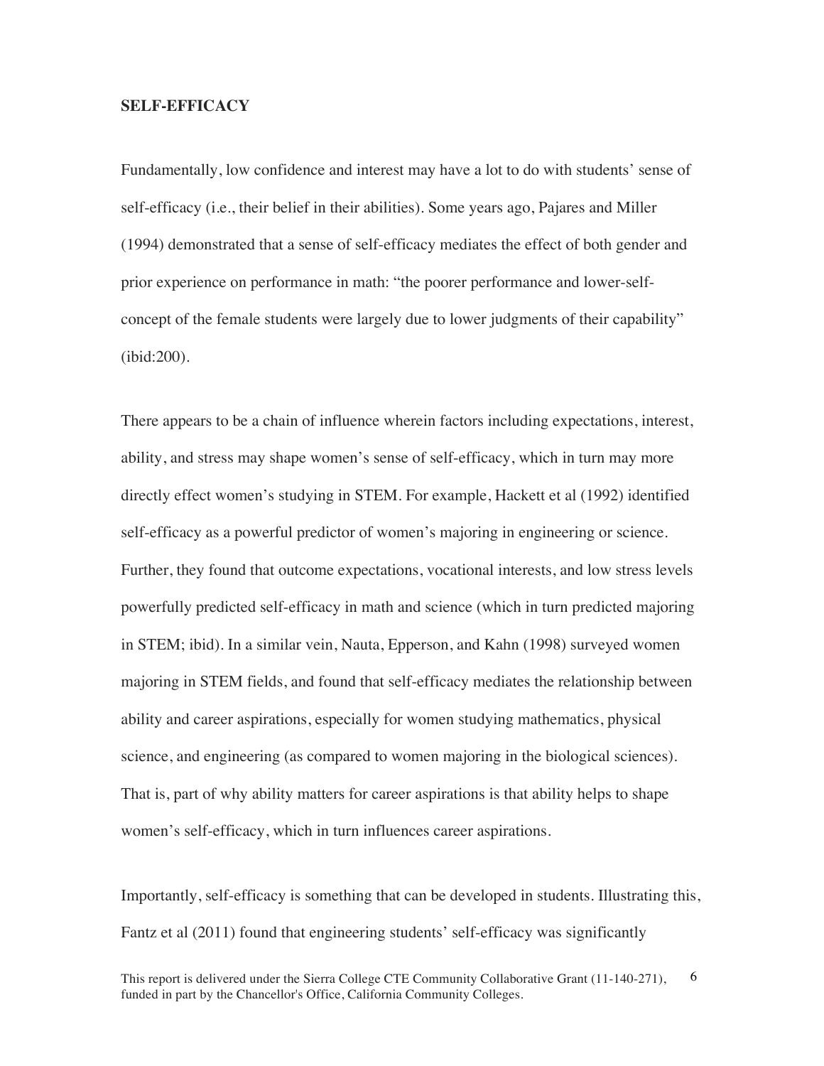**SELF-EFFICACY**

Fundamentally, low confidence and interest may have a lot to do with students' sense of self-efficacy (i.e., their belief in their abilities). Some years ago, Pajares and Miller (1994) demonstrated that a sense of self-efficacy mediates the effect of both gender and prior experience on performance in math: "the poorer performance and lower-self-concept of the female students were largely due to lower judgments of their capability" (ibid:200).

There appears to be a chain of influence wherein factors including expectations, interest, ability, and stress may shape women's sense of self-efficacy, which in turn may more directly effect women's studying in STEM. For example, Hackett et al (1992) identified self-efficacy as a powerful predictor of women's majoring in engineering or science. Further, they found that outcome expectations, vocational interests, and low stress levels powerfully predicted self-efficacy in math and science (which in turn predicted majoring in STEM; ibid). In a similar vein, Nauta, Epperson, and Kahn (1998) surveyed women majoring in STEM fields, and found that self-efficacy mediates the relationship between ability and career aspirations, especially for women studying mathematics, physical science, and engineering (as compared to women majoring in the biological sciences). That is, part of why ability matters for career aspirations is that ability helps to shape women's self-efficacy, which in turn influences career aspirations.

Importantly, self-efficacy is something that can be developed in students. Illustrating this, Fantz et al (2011) found that engineering students' self-efficacy was significantly

This report is delivered under the Sierra College CTE Community Collaborative Grant (11-140-271), funded in part by the Chancellor's Office, California Community Colleges.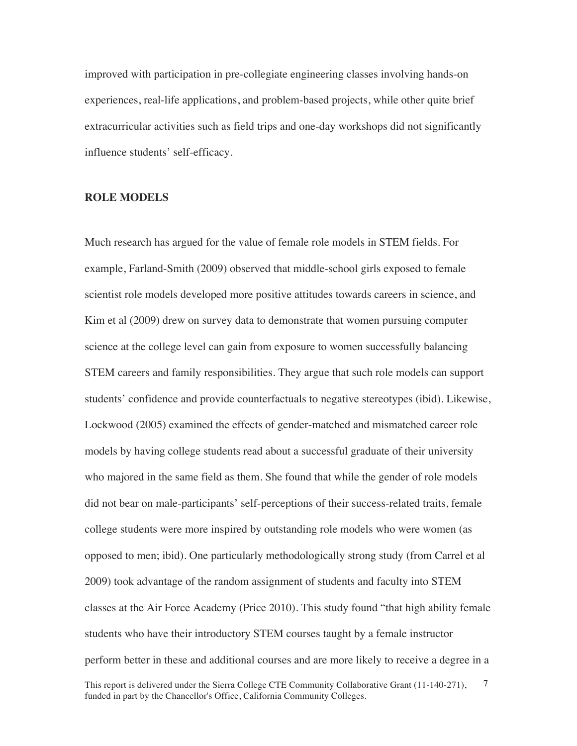improved with participation in pre-collegiate engineering classes involving hands-on experiences, real-life applications, and problem-based projects, while other quite brief extracurricular activities such as field trips and one-day workshops did not significantly influence students' self-efficacy.

## ROLE MODELS

Much research has argued for the value of female role models in STEM fields. For example, Farland-Smith (2009) observed that middle-school girls exposed to female scientist role models developed more positive attitudes towards careers in science, and Kim et al (2009) drew on survey data to demonstrate that women pursuing computer science at the college level can gain from exposure to women successfully balancing STEM careers and family responsibilities. They argue that such role models can support students' confidence and provide counterfactuals to negative stereotypes (ibid). Likewise, Lockwood (2005) examined the effects of gender-matched and mismatched career role models by having college students read about a successful graduate of their university who majored in the same field as them. She found that while the gender of role models did not bear on male-participants' self-perceptions of their success-related traits, female college students were more inspired by outstanding role models who were women (as opposed to men; ibid). One particularly methodologically strong study (from Carrel et al 2009) took advantage of the random assignment of students and faculty into STEM classes at the Air Force Academy (Price 2010). This study found "that high ability female students who have their introductory STEM courses taught by a female instructor perform better in these and additional courses and are more likely to receive a degree in a

This report is delivered under the Sierra College CTE Community Collaborative Grant (11-140-271), funded in part by the Chancellor's Office, California Community Colleges.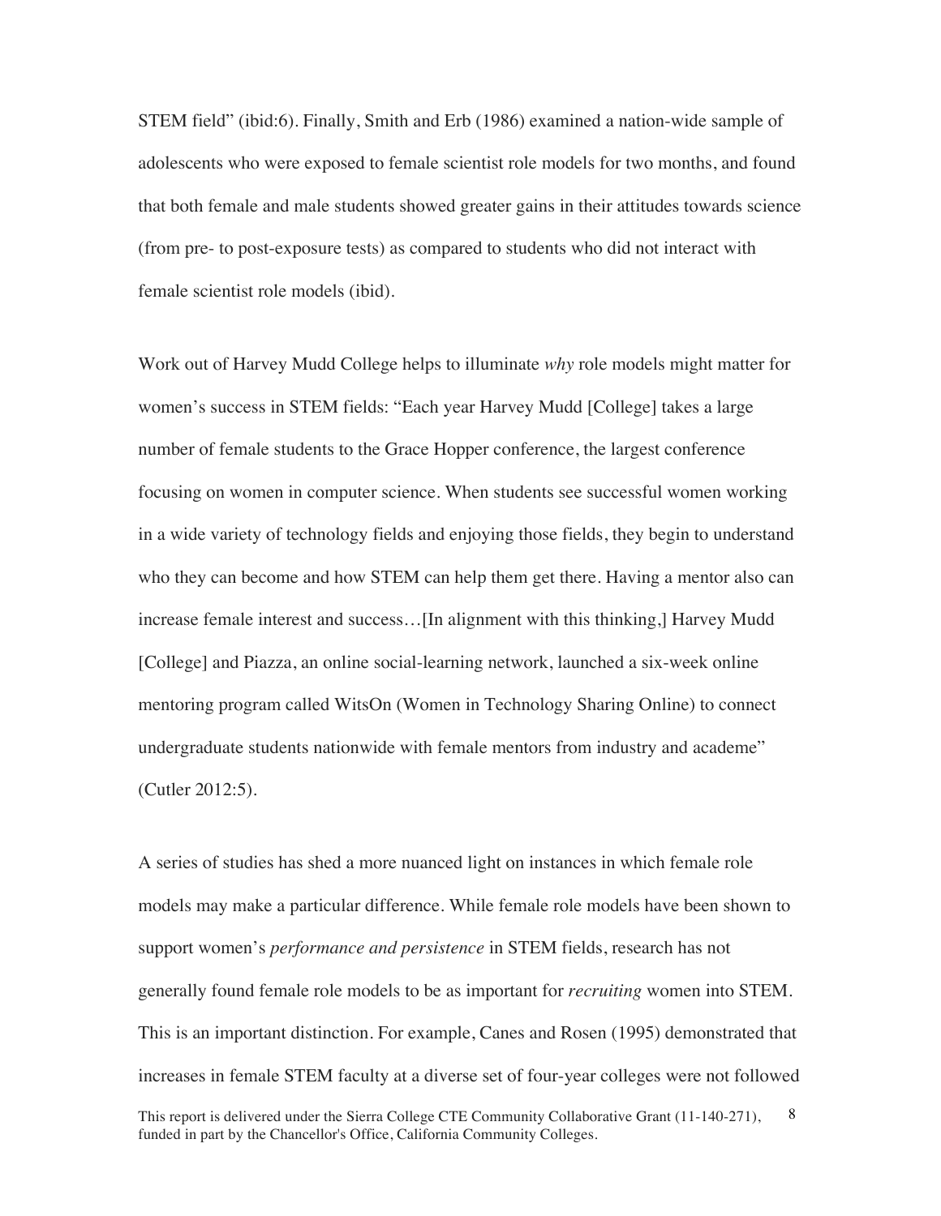STEM field" (ibid:6). Finally, Smith and Erb (1986) examined a nation-wide sample of adolescents who were exposed to female scientist role models for two months, and found that both female and male students showed greater gains in their attitudes towards science (from pre- to post-exposure tests) as compared to students who did not interact with female scientist role models (ibid).

Work out of Harvey Mudd College helps to illuminate *why* role models might matter for women's success in STEM fields: "Each year Harvey Mudd [College] takes a large number of female students to the Grace Hopper conference, the largest conference focusing on women in computer science. When students see successful women working in a wide variety of technology fields and enjoying those fields, they begin to understand who they can become and how STEM can help them get there. Having a mentor also can increase female interest and success…[In alignment with this thinking,] Harvey Mudd [College] and Piazza, an online social-learning network, launched a six-week online mentoring program called WitsOn (Women in Technology Sharing Online) to connect undergraduate students nationwide with female mentors from industry and academe" (Cutler 2012:5).

A series of studies has shed a more nuanced light on instances in which female role models may make a particular difference. While female role models have been shown to support women's *performance and persistence* in STEM fields, research has not generally found female role models to be as important for *recruiting* women into STEM. This is an important distinction. For example, Canes and Rosen (1995) demonstrated that increases in female STEM faculty at a diverse set of four-year colleges were not followed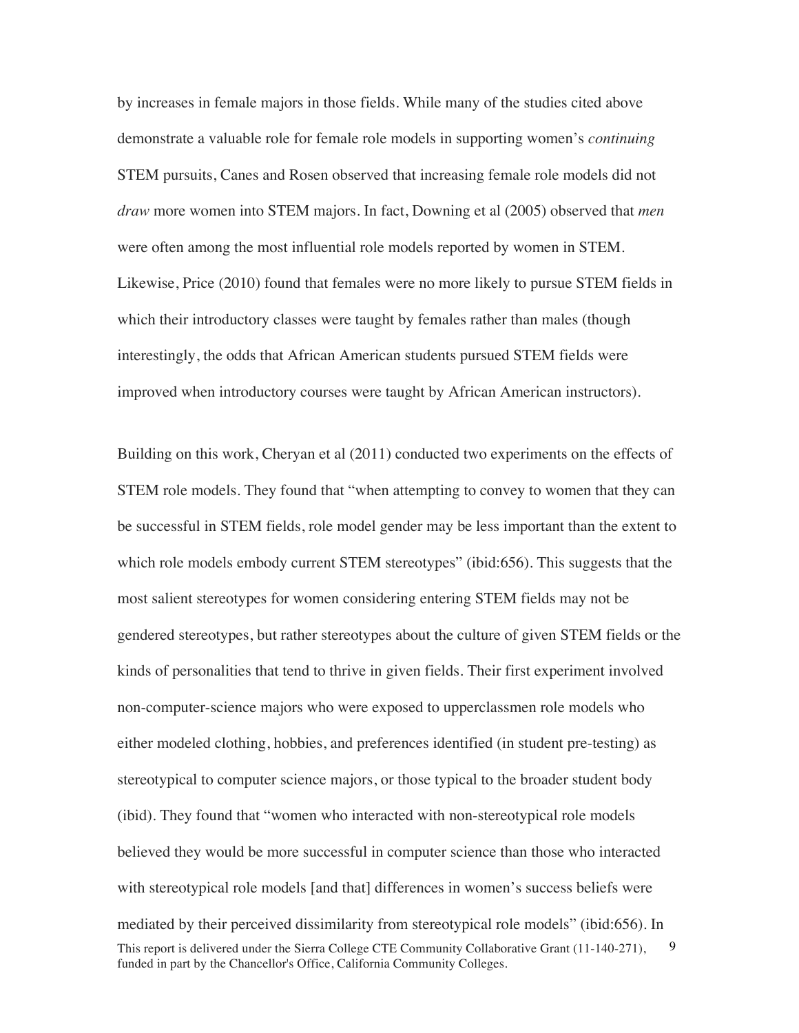by increases in female majors in those fields. While many of the studies cited above demonstrate a valuable role for female role models in supporting women's *continuing* STEM pursuits, Canes and Rosen observed that increasing female role models did not *draw* more women into STEM majors. In fact, Downing et al (2005) observed that *men* were often among the most influential role models reported by women in STEM. Likewise, Price (2010) found that females were no more likely to pursue STEM fields in which their introductory classes were taught by females rather than males (though interestingly, the odds that African American students pursued STEM fields were improved when introductory courses were taught by African American instructors).

Building on this work, Cheryan et al (2011) conducted two experiments on the effects of STEM role models. They found that "when attempting to convey to women that they can be successful in STEM fields, role model gender may be less important than the extent to which role models embody current STEM stereotypes" (ibid:656). This suggests that the most salient stereotypes for women considering entering STEM fields may not be gendered stereotypes, but rather stereotypes about the culture of given STEM fields or the kinds of personalities that tend to thrive in given fields. Their first experiment involved non-computer-science majors who were exposed to upperclassmen role models who either modeled clothing, hobbies, and preferences identified (in student pre-testing) as stereotypical to computer science majors, or those typical to the broader student body (ibid). They found that "women who interacted with non-stereotypical role models believed they would be more successful in computer science than those who interacted with stereotypical role models [and that] differences in women's success beliefs were mediated by their perceived dissimilarity from stereotypical role models" (ibid:656). In

This report is delivered under the Sierra College CTE Community Collaborative Grant (11-140-271), funded in part by the Chancellor's Office, California Community Colleges.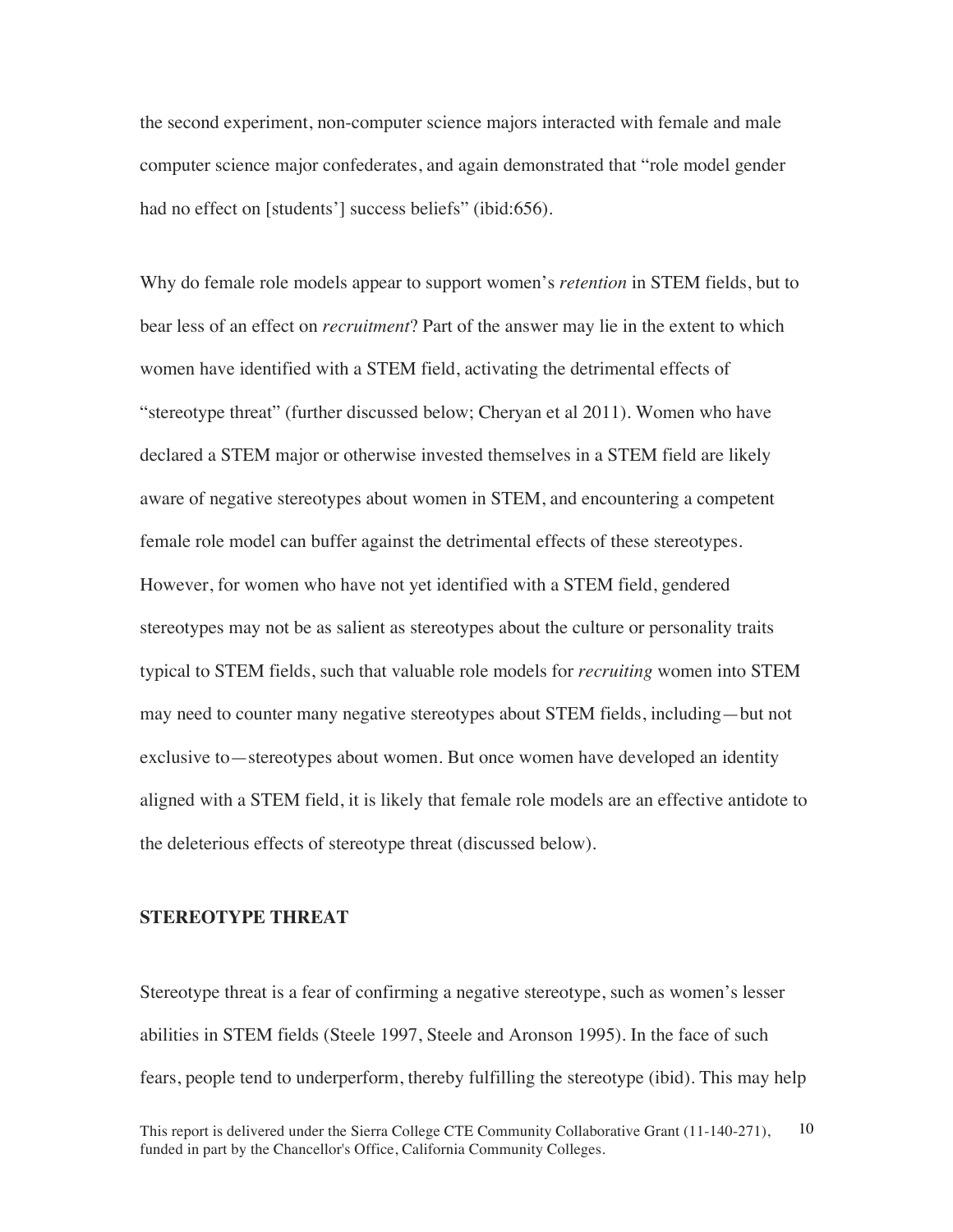the second experiment, non-computer science majors interacted with female and male computer science major confederates, and again demonstrated that "role model gender had no effect on [students'] success beliefs" (ibid:656).

Why do female role models appear to support women's *retention* in STEM fields, but to bear less of an effect on *recruitment*? Part of the answer may lie in the extent to which women have identified with a STEM field, activating the detrimental effects of "stereotype threat" (further discussed below; Cheryan et al 2011). Women who have declared a STEM major or otherwise invested themselves in a STEM field are likely aware of negative stereotypes about women in STEM, and encountering a competent female role model can buffer against the detrimental effects of these stereotypes. However, for women who have not yet identified with a STEM field, gendered stereotypes may not be as salient as stereotypes about the culture or personality traits typical to STEM fields, such that valuable role models for *recruiting* women into STEM may need to counter many negative stereotypes about STEM fields, including—but not exclusive to—stereotypes about women. But once women have developed an identity aligned with a STEM field, it is likely that female role models are an effective antidote to the deleterious effects of stereotype threat (discussed below).

## STEREOTYPE THREAT

Stereotype threat is a fear of confirming a negative stereotype, such as women's lesser abilities in STEM fields (Steele 1997, Steele and Aronson 1995). In the face of such fears, people tend to underperform, thereby fulfilling the stereotype (ibid). This may help

This report is delivered under the Sierra College CTE Community Collaborative Grant (11-140-271), funded in part by the Chancellor's Office, California Community Colleges.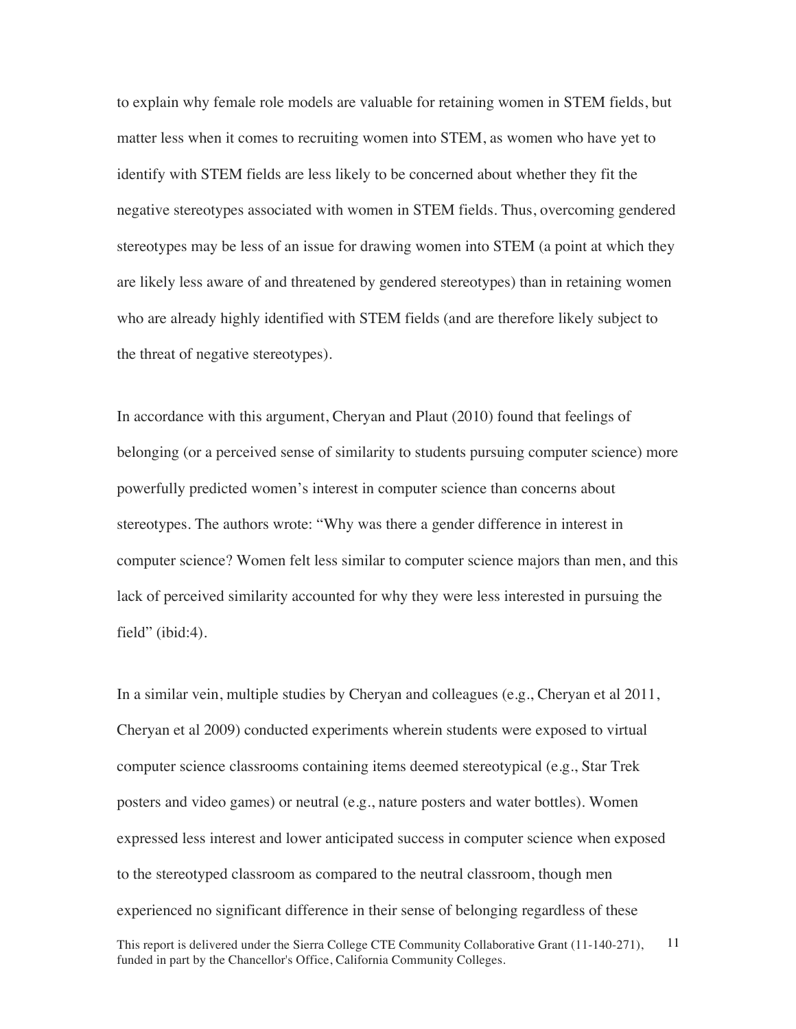to explain why female role models are valuable for retaining women in STEM fields, but matter less when it comes to recruiting women into STEM, as women who have yet to identify with STEM fields are less likely to be concerned about whether they fit the negative stereotypes associated with women in STEM fields. Thus, overcoming gendered stereotypes may be less of an issue for drawing women into STEM (a point at which they are likely less aware of and threatened by gendered stereotypes) than in retaining women who are already highly identified with STEM fields (and are therefore likely subject to the threat of negative stereotypes).

In accordance with this argument, Cheryan and Plaut (2010) found that feelings of belonging (or a perceived sense of similarity to students pursuing computer science) more powerfully predicted women's interest in computer science than concerns about stereotypes. The authors wrote: "Why was there a gender difference in interest in computer science? Women felt less similar to computer science majors than men, and this lack of perceived similarity accounted for why they were less interested in pursuing the field" (ibid:4).

In a similar vein, multiple studies by Cheryan and colleagues (e.g., Cheryan et al 2011, Cheryan et al 2009) conducted experiments wherein students were exposed to virtual computer science classrooms containing items deemed stereotypical (e.g., Star Trek posters and video games) or neutral (e.g., nature posters and water bottles). Women expressed less interest and lower anticipated success in computer science when exposed to the stereotyped classroom as compared to the neutral classroom, though men experienced no significant difference in their sense of belonging regardless of these

This report is delivered under the Sierra College CTE Community Collaborative Grant (11-140-271), funded in part by the Chancellor's Office, California Community Colleges.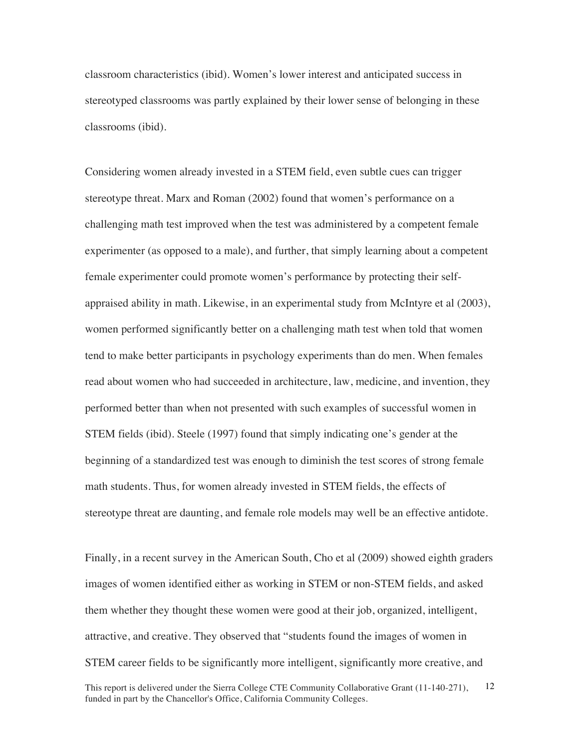classroom characteristics (ibid). Women's lower interest and anticipated success in stereotyped classrooms was partly explained by their lower sense of belonging in these classrooms (ibid).

Considering women already invested in a STEM field, even subtle cues can trigger stereotype threat. Marx and Roman (2002) found that women's performance on a challenging math test improved when the test was administered by a competent female experimenter (as opposed to a male), and further, that simply learning about a competent female experimenter could promote women's performance by protecting their self-appraised ability in math. Likewise, in an experimental study from McIntyre et al (2003), women performed significantly better on a challenging math test when told that women tend to make better participants in psychology experiments than do men. When females read about women who had succeeded in architecture, law, medicine, and invention, they performed better than when not presented with such examples of successful women in STEM fields (ibid). Steele (1997) found that simply indicating one's gender at the beginning of a standardized test was enough to diminish the test scores of strong female math students. Thus, for women already invested in STEM fields, the effects of stereotype threat are daunting, and female role models may well be an effective antidote.

Finally, in a recent survey in the American South, Cho et al (2009) showed eighth graders images of women identified either as working in STEM or non-STEM fields, and asked them whether they thought these women were good at their job, organized, intelligent, attractive, and creative. They observed that "students found the images of women in STEM career fields to be significantly more intelligent, significantly more creative, and

This report is delivered under the Sierra College CTE Community Collaborative Grant (11-140-271), funded in part by the Chancellor's Office, California Community Colleges.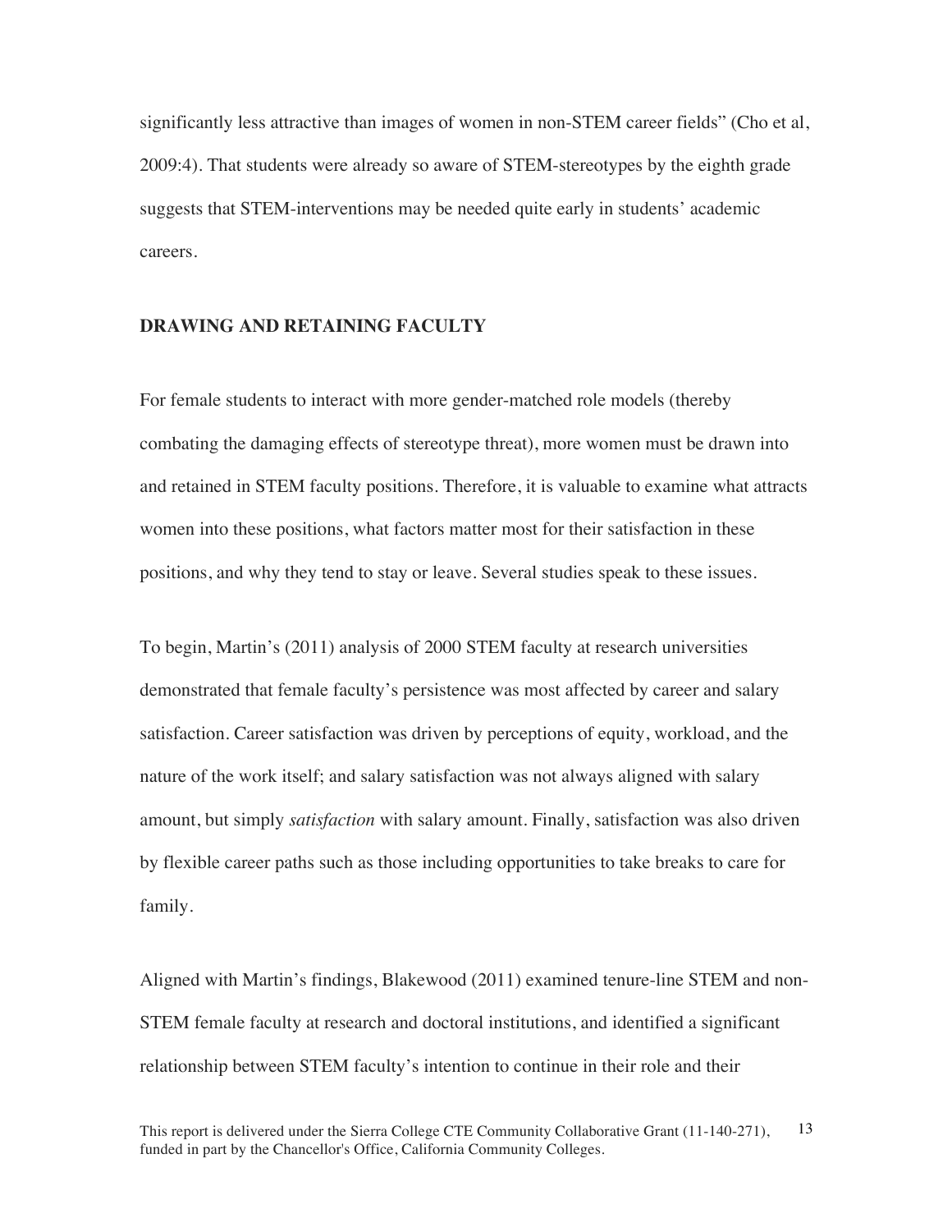significantly less attractive than images of women in non-STEM career fields" (Cho et al, 2009:4). That students were already so aware of STEM-stereotypes by the eighth grade suggests that STEM-interventions may be needed quite early in students' academic careers.

## DRAWING AND RETAINING FACULTY

For female students to interact with more gender-matched role models (thereby combating the damaging effects of stereotype threat), more women must be drawn into and retained in STEM faculty positions. Therefore, it is valuable to examine what attracts women into these positions, what factors matter most for their satisfaction in these positions, and why they tend to stay or leave. Several studies speak to these issues.

To begin, Martin's (2011) analysis of 2000 STEM faculty at research universities demonstrated that female faculty's persistence was most affected by career and salary satisfaction. Career satisfaction was driven by perceptions of equity, workload, and the nature of the work itself; and salary satisfaction was not always aligned with salary amount, but simply *satisfaction* with salary amount. Finally, satisfaction was also driven by flexible career paths such as those including opportunities to take breaks to care for family.

Aligned with Martin's findings, Blakewood (2011) examined tenure-line STEM and non-STEM female faculty at research and doctoral institutions, and identified a significant relationship between STEM faculty's intention to continue in their role and their

This report is delivered under the Sierra College CTE Community Collaborative Grant (11-140-271), funded in part by the Chancellor's Office, California Community Colleges.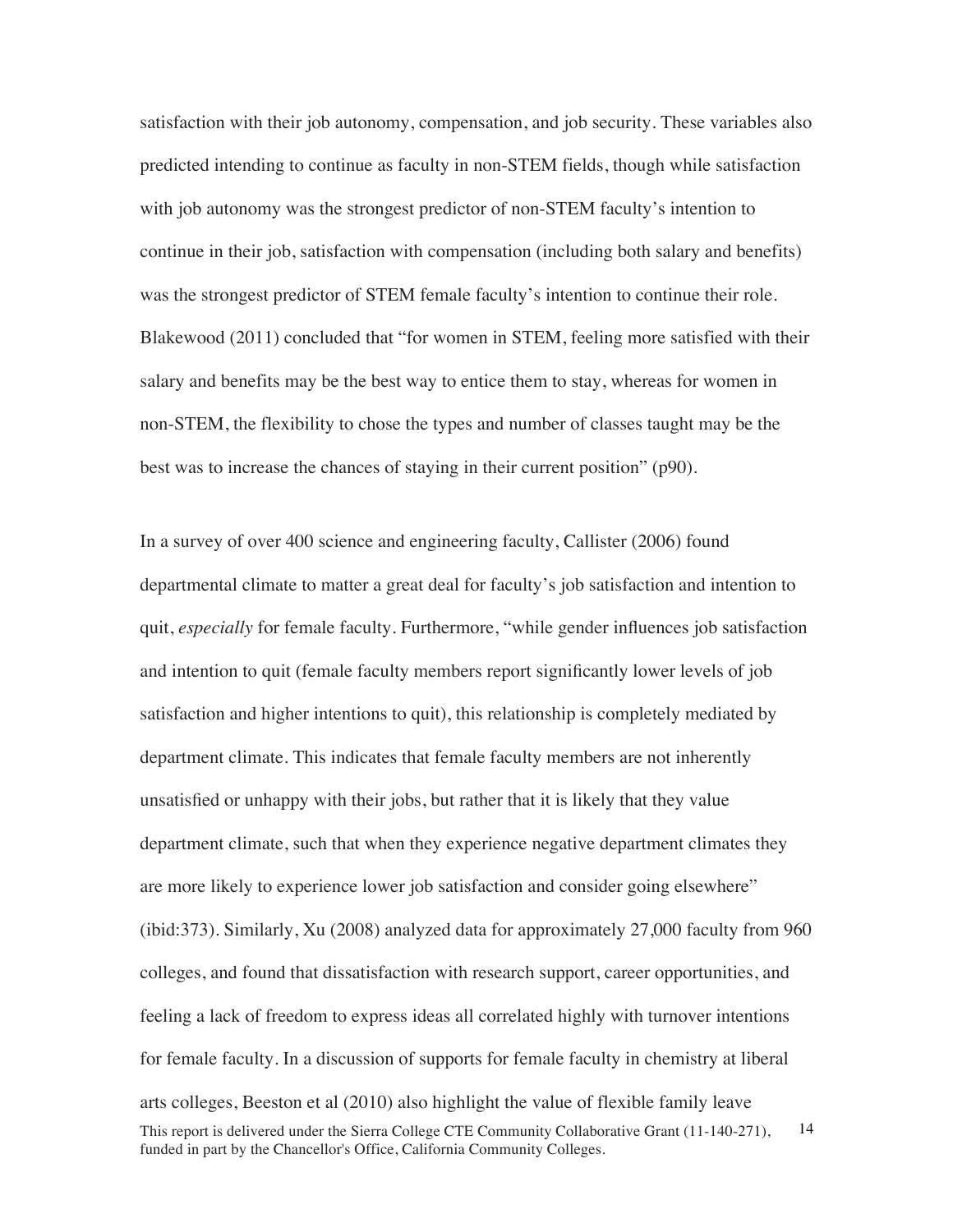satisfaction with their job autonomy, compensation, and job security. These variables also predicted intending to continue as faculty in non-STEM fields, though while satisfaction with job autonomy was the strongest predictor of non-STEM faculty's intention to continue in their job, satisfaction with compensation (including both salary and benefits) was the strongest predictor of STEM female faculty's intention to continue their role. Blakewood (2011) concluded that "for women in STEM, feeling more satisfied with their salary and benefits may be the best way to entice them to stay, whereas for women in non-STEM, the flexibility to chose the types and number of classes taught may be the best was to increase the chances of staying in their current position" (p90).

In a survey of over 400 science and engineering faculty, Callister (2006) found departmental climate to matter a great deal for faculty's job satisfaction and intention to quit, *especially* for female faculty. Furthermore, "while gender influences job satisfaction and intention to quit (female faculty members report significantly lower levels of job satisfaction and higher intentions to quit), this relationship is completely mediated by department climate. This indicates that female faculty members are not inherently unsatisfied or unhappy with their jobs, but rather that it is likely that they value department climate, such that when they experience negative department climates they are more likely to experience lower job satisfaction and consider going elsewhere" (ibid:373). Similarly, Xu (2008) analyzed data for approximately 27,000 faculty from 960 colleges, and found that dissatisfaction with research support, career opportunities, and feeling a lack of freedom to express ideas all correlated highly with turnover intentions for female faculty. In a discussion of supports for female faculty in chemistry at liberal arts colleges, Beeston et al (2010) also highlight the value of flexible family leave

This report is delivered under the Sierra College CTE Community Collaborative Grant (11-140-271), funded in part by the Chancellor's Office, California Community Colleges.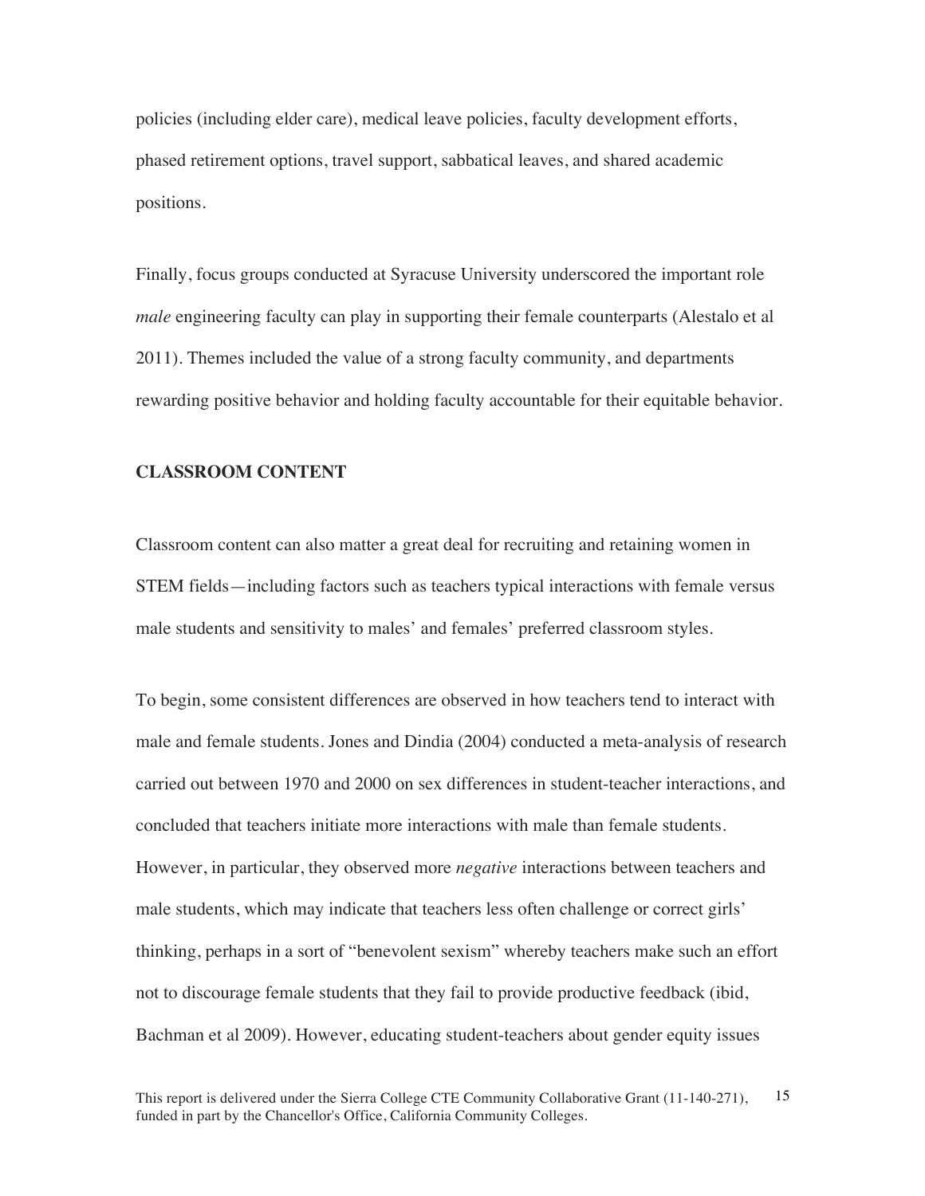policies (including elder care), medical leave policies, faculty development efforts, phased retirement options, travel support, sabbatical leaves, and shared academic positions.

Finally, focus groups conducted at Syracuse University underscored the important role *male* engineering faculty can play in supporting their female counterparts (Alestalo et al 2011). Themes included the value of a strong faculty community, and departments rewarding positive behavior and holding faculty accountable for their equitable behavior.

## CLASSROOM CONTENT

Classroom content can also matter a great deal for recruiting and retaining women in STEM fields—including factors such as teachers typical interactions with female versus male students and sensitivity to males' and females' preferred classroom styles.

To begin, some consistent differences are observed in how teachers tend to interact with male and female students. Jones and Dindia (2004) conducted a meta-analysis of research carried out between 1970 and 2000 on sex differences in student-teacher interactions, and concluded that teachers initiate more interactions with male than female students. However, in particular, they observed more *negative* interactions between teachers and male students, which may indicate that teachers less often challenge or correct girls' thinking, perhaps in a sort of "benevolent sexism" whereby teachers make such an effort not to discourage female students that they fail to provide productive feedback (ibid, Bachman et al 2009). However, educating student-teachers about gender equity issues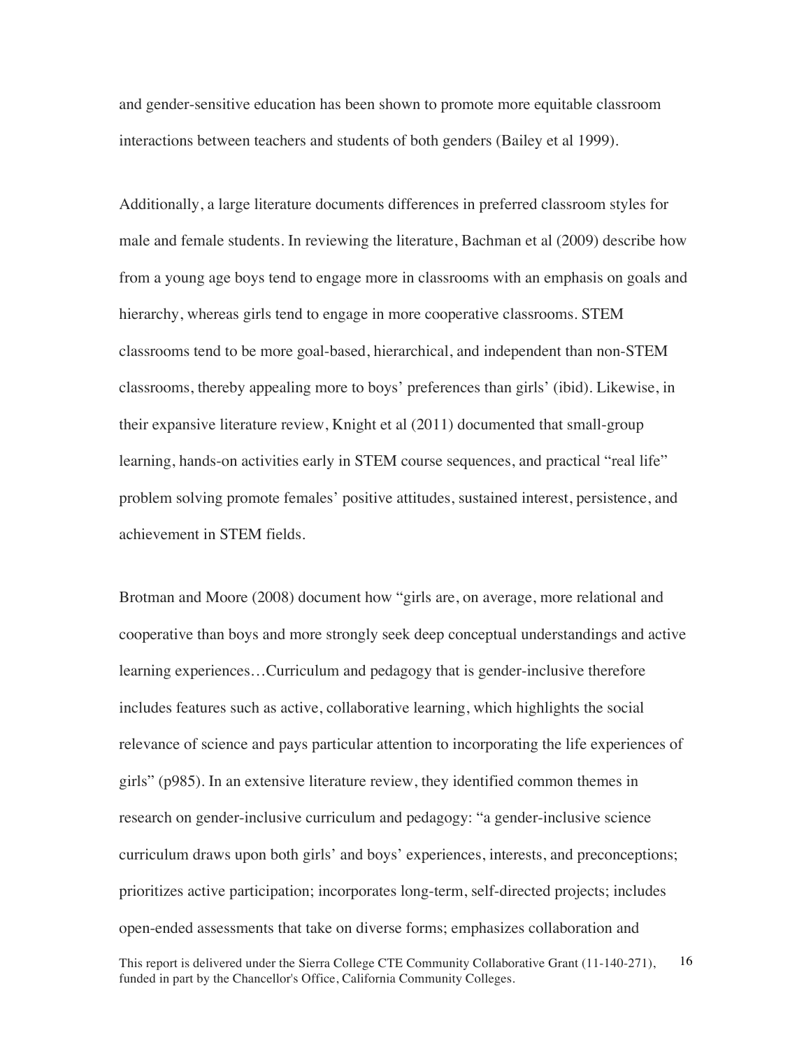and gender-sensitive education has been shown to promote more equitable classroom interactions between teachers and students of both genders (Bailey et al 1999).

Additionally, a large literature documents differences in preferred classroom styles for male and female students. In reviewing the literature, Bachman et al (2009) describe how from a young age boys tend to engage more in classrooms with an emphasis on goals and hierarchy, whereas girls tend to engage in more cooperative classrooms. STEM classrooms tend to be more goal-based, hierarchical, and independent than non-STEM classrooms, thereby appealing more to boys' preferences than girls' (ibid). Likewise, in their expansive literature review, Knight et al (2011) documented that small-group learning, hands-on activities early in STEM course sequences, and practical "real life" problem solving promote females' positive attitudes, sustained interest, persistence, and achievement in STEM fields.

Brotman and Moore (2008) document how "girls are, on average, more relational and cooperative than boys and more strongly seek deep conceptual understandings and active learning experiences…Curriculum and pedagogy that is gender-inclusive therefore includes features such as active, collaborative learning, which highlights the social relevance of science and pays particular attention to incorporating the life experiences of girls" (p985). In an extensive literature review, they identified common themes in research on gender-inclusive curriculum and pedagogy: "a gender-inclusive science curriculum draws upon both girls' and boys' experiences, interests, and preconceptions; prioritizes active participation; incorporates long-term, self-directed projects; includes open-ended assessments that take on diverse forms; emphasizes collaboration and

This report is delivered under the Sierra College CTE Community Collaborative Grant (11-140-271), funded in part by the Chancellor's Office, California Community Colleges.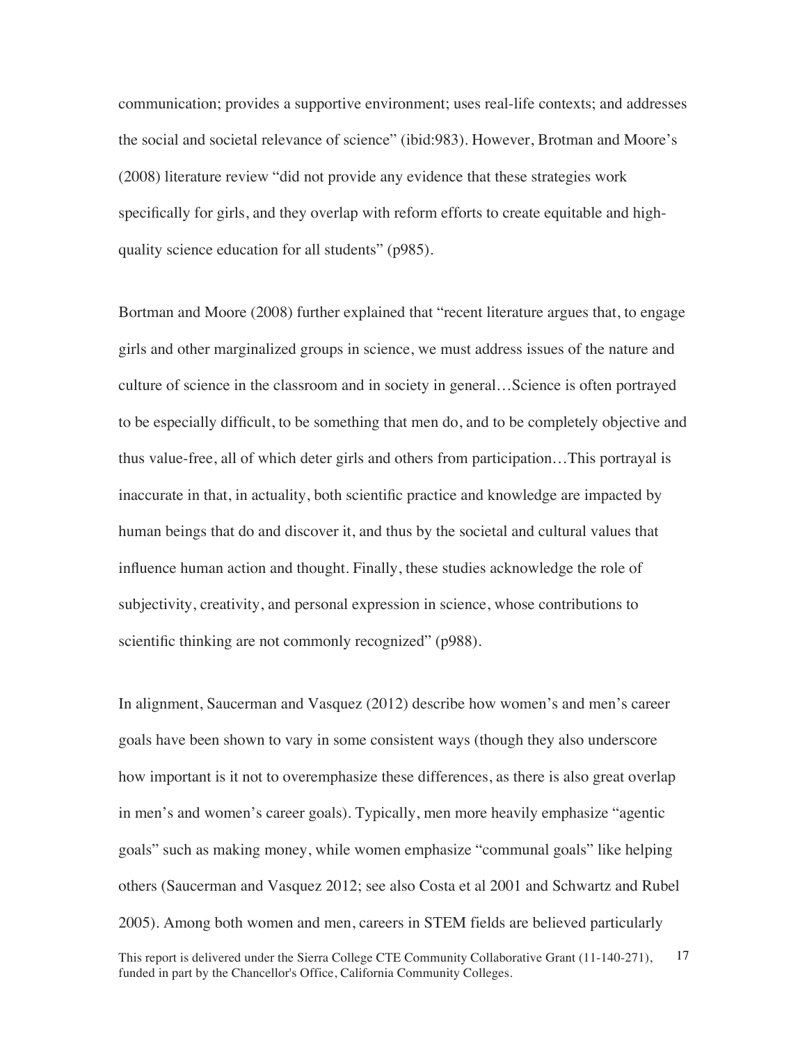communication; provides a supportive environment; uses real-life contexts; and addresses the social and societal relevance of science" (ibid:983). However, Brotman and Moore's (2008) literature review "did not provide any evidence that these strategies work specifically for girls, and they overlap with reform efforts to create equitable and high-quality science education for all students" (p985).

Bortman and Moore (2008) further explained that "recent literature argues that, to engage girls and other marginalized groups in science, we must address issues of the nature and culture of science in the classroom and in society in general…Science is often portrayed to be especially difficult, to be something that men do, and to be completely objective and thus value-free, all of which deter girls and others from participation…This portrayal is inaccurate in that, in actuality, both scientific practice and knowledge are impacted by human beings that do and discover it, and thus by the societal and cultural values that influence human action and thought. Finally, these studies acknowledge the role of subjectivity, creativity, and personal expression in science, whose contributions to scientific thinking are not commonly recognized" (p988).

In alignment, Saucerman and Vasquez (2012) describe how women's and men's career goals have been shown to vary in some consistent ways (though they also underscore how important is it not to overemphasize these differences, as there is also great overlap in men's and women's career goals). Typically, men more heavily emphasize "agentic goals" such as making money, while women emphasize "communal goals" like helping others (Saucerman and Vasquez 2012; see also Costa et al 2001 and Schwartz and Rubel 2005). Among both women and men, careers in STEM fields are believed particularly

This report is delivered under the Sierra College CTE Community Collaborative Grant (11-140-271), funded in part by the Chancellor's Office, California Community Colleges.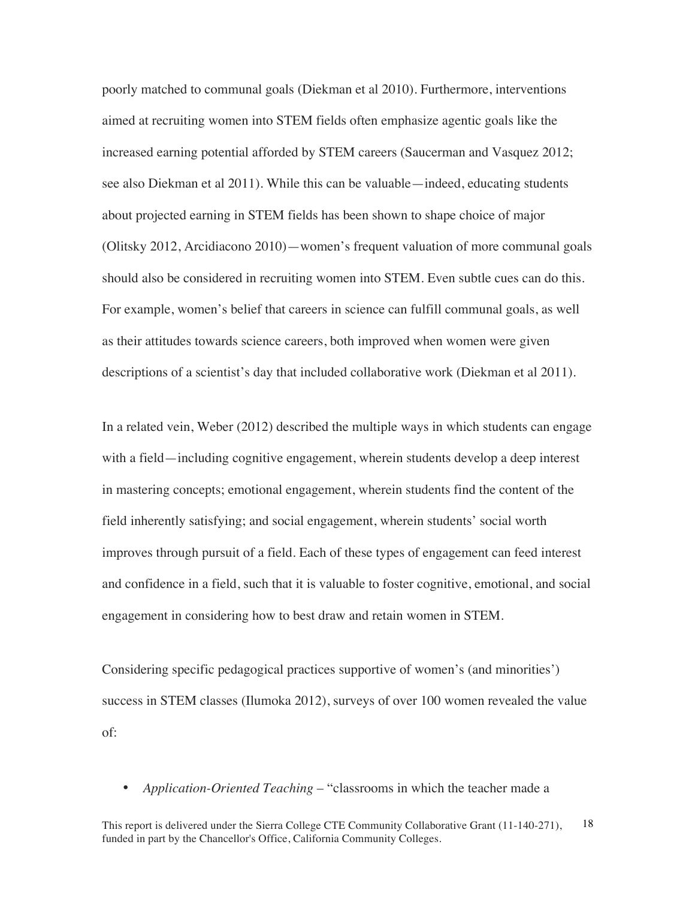poorly matched to communal goals (Diekman et al 2010). Furthermore, interventions aimed at recruiting women into STEM fields often emphasize agentic goals like the increased earning potential afforded by STEM careers (Saucerman and Vasquez 2012; see also Diekman et al 2011). While this can be valuable—indeed, educating students about projected earning in STEM fields has been shown to shape choice of major (Olitsky 2012, Arcidiacono 2010)—women's frequent valuation of more communal goals should also be considered in recruiting women into STEM. Even subtle cues can do this. For example, women's belief that careers in science can fulfill communal goals, as well as their attitudes towards science careers, both improved when women were given descriptions of a scientist's day that included collaborative work (Diekman et al 2011).

In a related vein, Weber (2012) described the multiple ways in which students can engage with a field—including cognitive engagement, wherein students develop a deep interest in mastering concepts; emotional engagement, wherein students find the content of the field inherently satisfying; and social engagement, wherein students' social worth improves through pursuit of a field. Each of these types of engagement can feed interest and confidence in a field, such that it is valuable to foster cognitive, emotional, and social engagement in considering how to best draw and retain women in STEM.

Considering specific pedagogical practices supportive of women's (and minorities') success in STEM classes (Ilumoka 2012), surveys of over 100 women revealed the value of:

- *Application-Oriented Teaching* – "classrooms in which the teacher made a

This report is delivered under the Sierra College CTE Community Collaborative Grant (11-140-271), funded in part by the Chancellor's Office, California Community Colleges.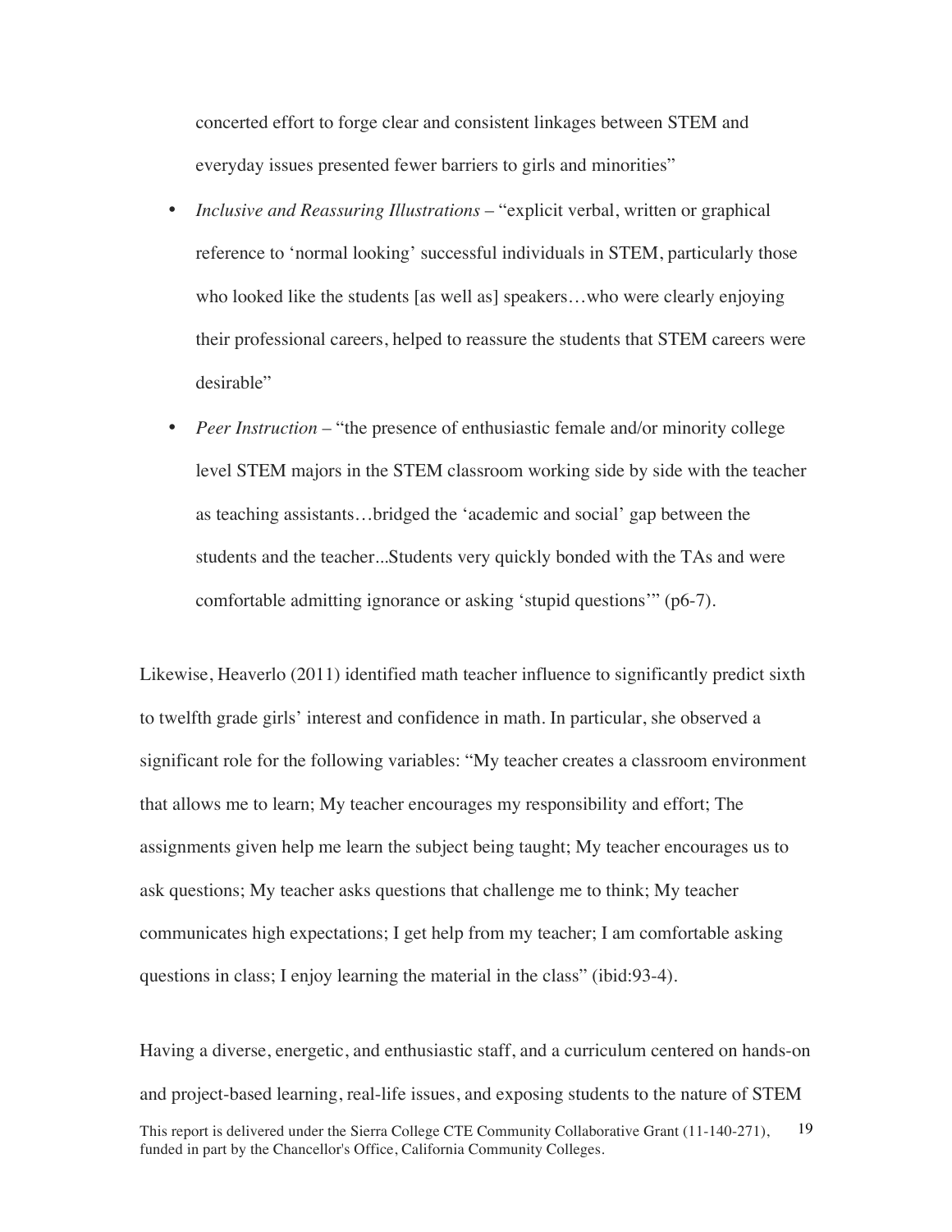concerted effort to forge clear and consistent linkages between STEM and everyday issues presented fewer barriers to girls and minorities"

- *Inclusive and Reassuring Illustrations* – "explicit verbal, written or graphical reference to 'normal looking' successful individuals in STEM, particularly those who looked like the students [as well as] speakers…who were clearly enjoying their professional careers, helped to reassure the students that STEM careers were desirable"
- *Peer Instruction* – "the presence of enthusiastic female and/or minority college level STEM majors in the STEM classroom working side by side with the teacher as teaching assistants…bridged the 'academic and social' gap between the students and the teacher...Students very quickly bonded with the TAs and were comfortable admitting ignorance or asking 'stupid questions'" (p6-7).

Likewise, Heaverlo (2011) identified math teacher influence to significantly predict sixth to twelfth grade girls' interest and confidence in math. In particular, she observed a significant role for the following variables: "My teacher creates a classroom environment that allows me to learn; My teacher encourages my responsibility and effort; The assignments given help me learn the subject being taught; My teacher encourages us to ask questions; My teacher asks questions that challenge me to think; My teacher communicates high expectations; I get help from my teacher; I am comfortable asking questions in class; I enjoy learning the material in the class" (ibid:93-4).

Having a diverse, energetic, and enthusiastic staff, and a curriculum centered on hands-on and project-based learning, real-life issues, and exposing students to the nature of STEM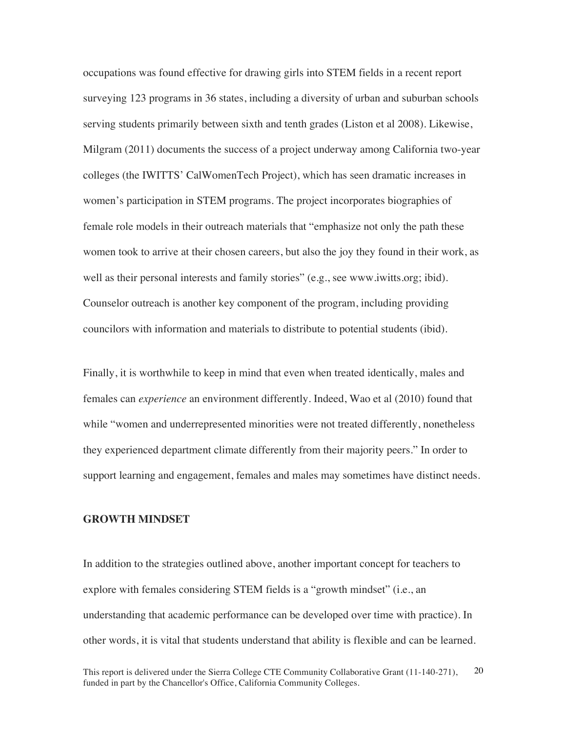occupations was found effective for drawing girls into STEM fields in a recent report surveying 123 programs in 36 states, including a diversity of urban and suburban schools serving students primarily between sixth and tenth grades (Liston et al 2008). Likewise, Milgram (2011) documents the success of a project underway among California two-year colleges (the IWITTS' CalWomenTech Project), which has seen dramatic increases in women's participation in STEM programs. The project incorporates biographies of female role models in their outreach materials that "emphasize not only the path these women took to arrive at their chosen careers, but also the joy they found in their work, as well as their personal interests and family stories" (e.g., see www.iwitts.org; ibid). Counselor outreach is another key component of the program, including providing councilors with information and materials to distribute to potential students (ibid).

Finally, it is worthwhile to keep in mind that even when treated identically, males and females can *experience* an environment differently. Indeed, Wao et al (2010) found that while "women and underrepresented minorities were not treated differently, nonetheless they experienced department climate differently from their majority peers." In order to support learning and engagement, females and males may sometimes have distinct needs.

## GROWTH MINDSET

In addition to the strategies outlined above, another important concept for teachers to explore with females considering STEM fields is a "growth mindset" (i.e., an understanding that academic performance can be developed over time with practice). In other words, it is vital that students understand that ability is flexible and can be learned.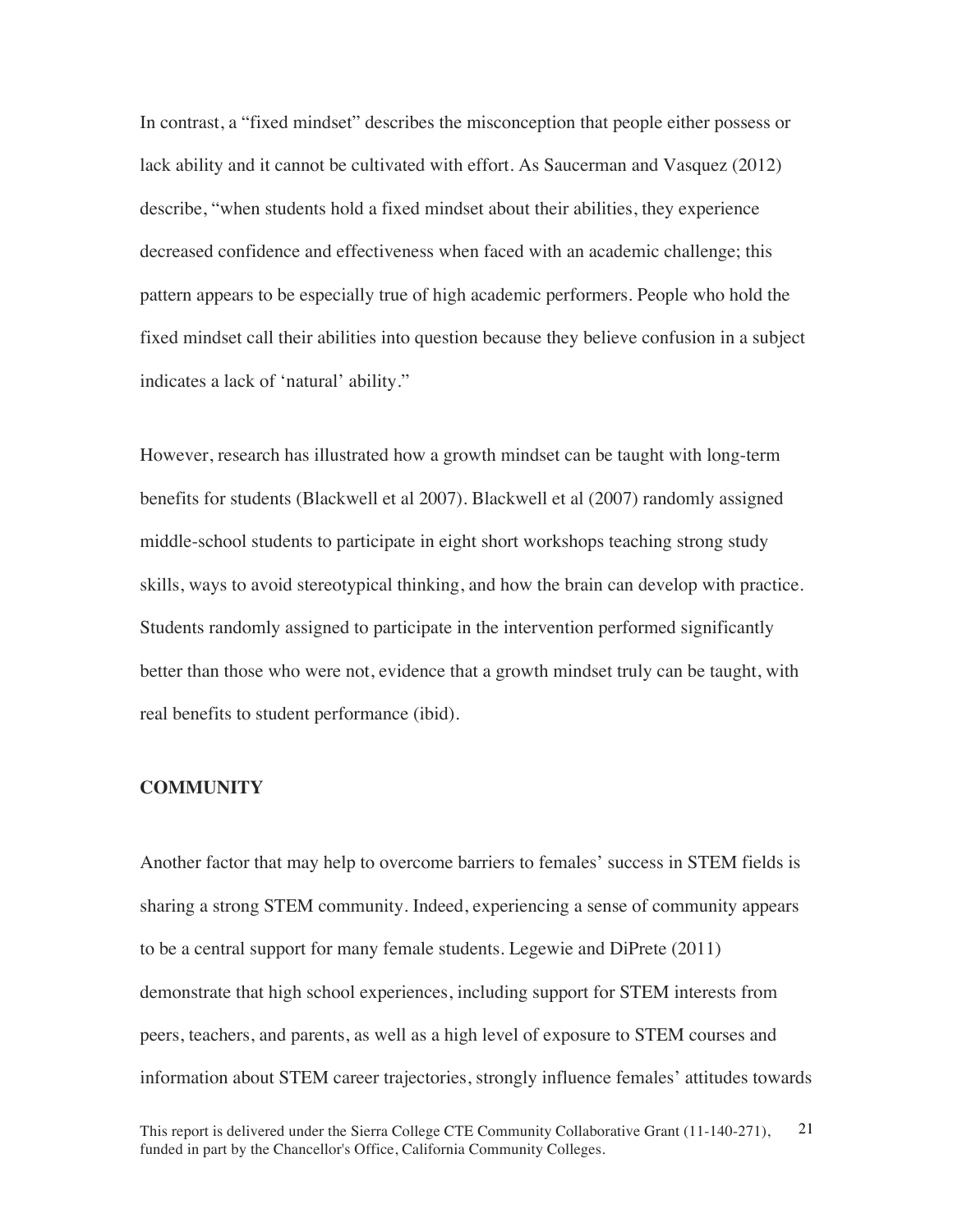In contrast, a "fixed mindset" describes the misconception that people either possess or lack ability and it cannot be cultivated with effort. As Saucerman and Vasquez (2012) describe, "when students hold a fixed mindset about their abilities, they experience decreased confidence and effectiveness when faced with an academic challenge; this pattern appears to be especially true of high academic performers. People who hold the fixed mindset call their abilities into question because they believe confusion in a subject indicates a lack of 'natural' ability."

However, research has illustrated how a growth mindset can be taught with long-term benefits for students (Blackwell et al 2007). Blackwell et al (2007) randomly assigned middle-school students to participate in eight short workshops teaching strong study skills, ways to avoid stereotypical thinking, and how the brain can develop with practice. Students randomly assigned to participate in the intervention performed significantly better than those who were not, evidence that a growth mindset truly can be taught, with real benefits to student performance (ibid).

## COMMUNITY

Another factor that may help to overcome barriers to females' success in STEM fields is sharing a strong STEM community. Indeed, experiencing a sense of community appears to be a central support for many female students. Legewie and DiPrete (2011) demonstrate that high school experiences, including support for STEM interests from peers, teachers, and parents, as well as a high level of exposure to STEM courses and information about STEM career trajectories, strongly influence females' attitudes towards

This report is delivered under the Sierra College CTE Community Collaborative Grant (11-140-271), funded in part by the Chancellor's Office, California Community Colleges.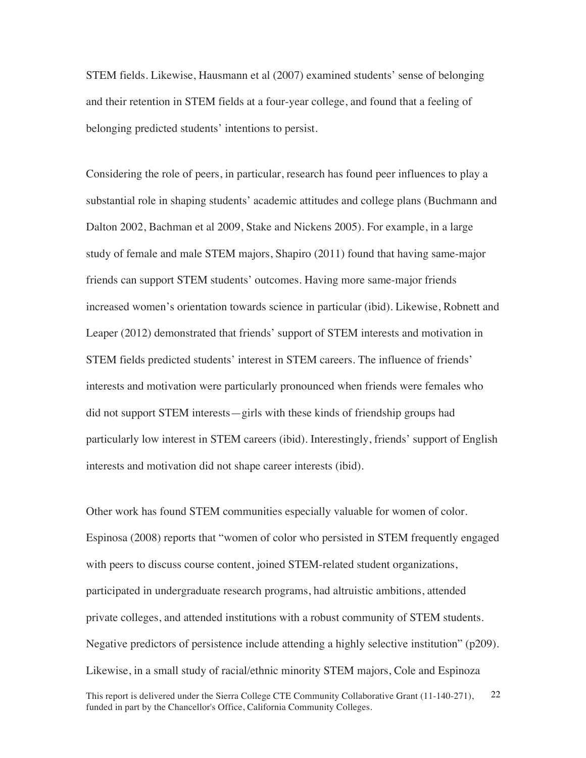STEM fields. Likewise, Hausmann et al (2007) examined students' sense of belonging and their retention in STEM fields at a four-year college, and found that a feeling of belonging predicted students' intentions to persist.

Considering the role of peers, in particular, research has found peer influences to play a substantial role in shaping students' academic attitudes and college plans (Buchmann and Dalton 2002, Bachman et al 2009, Stake and Nickens 2005). For example, in a large study of female and male STEM majors, Shapiro (2011) found that having same-major friends can support STEM students' outcomes. Having more same-major friends increased women's orientation towards science in particular (ibid). Likewise, Robnett and Leaper (2012) demonstrated that friends' support of STEM interests and motivation in STEM fields predicted students' interest in STEM careers. The influence of friends' interests and motivation were particularly pronounced when friends were females who did not support STEM interests—girls with these kinds of friendship groups had particularly low interest in STEM careers (ibid). Interestingly, friends' support of English interests and motivation did not shape career interests (ibid).

Other work has found STEM communities especially valuable for women of color. Espinosa (2008) reports that "women of color who persisted in STEM frequently engaged with peers to discuss course content, joined STEM-related student organizations, participated in undergraduate research programs, had altruistic ambitions, attended private colleges, and attended institutions with a robust community of STEM students. Negative predictors of persistence include attending a highly selective institution" (p209). Likewise, in a small study of racial/ethnic minority STEM majors, Cole and Espinoza

This report is delivered under the Sierra College CTE Community Collaborative Grant (11-140-271), funded in part by the Chancellor's Office, California Community Colleges.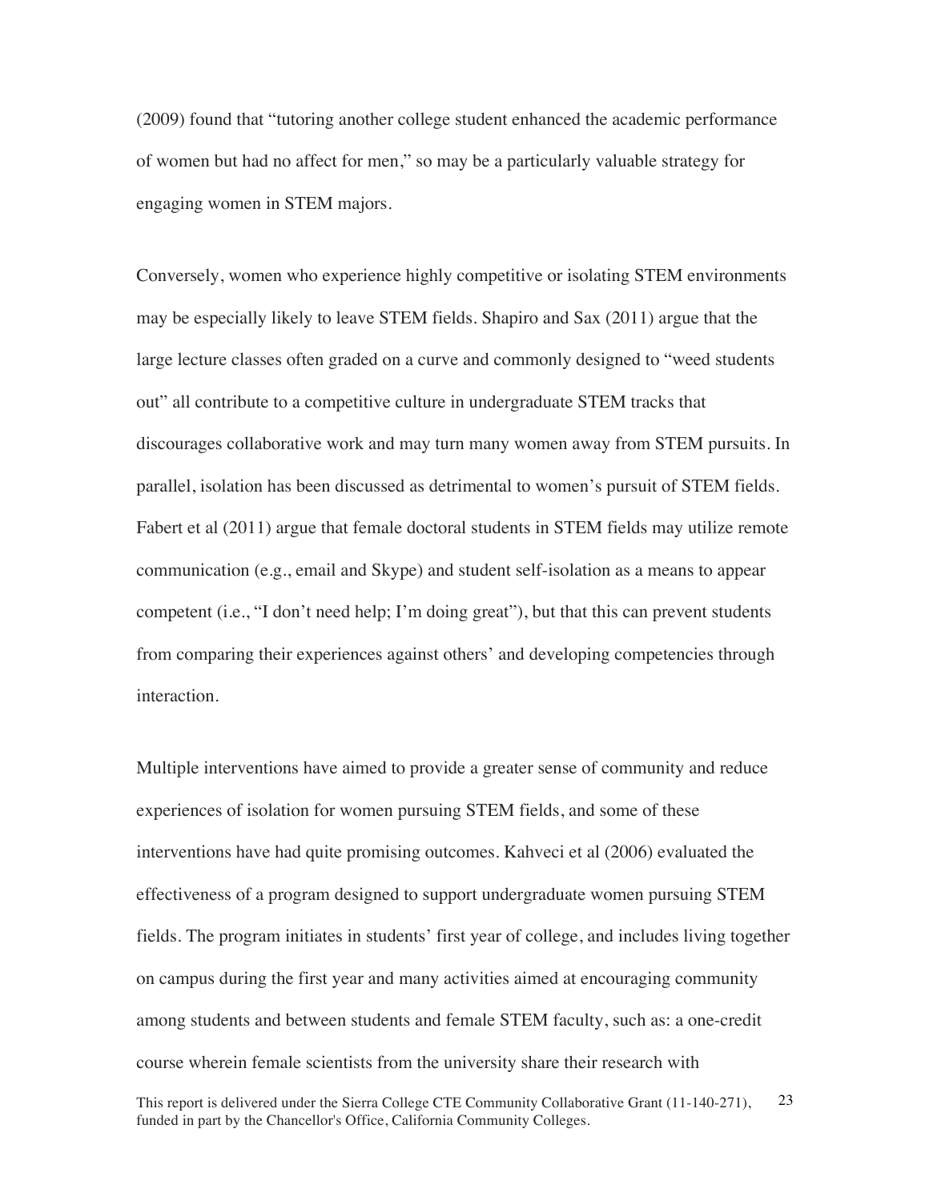(2009) found that "tutoring another college student enhanced the academic performance of women but had no affect for men," so may be a particularly valuable strategy for engaging women in STEM majors.

Conversely, women who experience highly competitive or isolating STEM environments may be especially likely to leave STEM fields. Shapiro and Sax (2011) argue that the large lecture classes often graded on a curve and commonly designed to "weed students out" all contribute to a competitive culture in undergraduate STEM tracks that discourages collaborative work and may turn many women away from STEM pursuits. In parallel, isolation has been discussed as detrimental to women's pursuit of STEM fields. Fabert et al (2011) argue that female doctoral students in STEM fields may utilize remote communication (e.g., email and Skype) and student self-isolation as a means to appear competent (i.e., "I don't need help; I'm doing great"), but that this can prevent students from comparing their experiences against others' and developing competencies through interaction.

Multiple interventions have aimed to provide a greater sense of community and reduce experiences of isolation for women pursuing STEM fields, and some of these interventions have had quite promising outcomes. Kahveci et al (2006) evaluated the effectiveness of a program designed to support undergraduate women pursuing STEM fields. The program initiates in students' first year of college, and includes living together on campus during the first year and many activities aimed at encouraging community among students and between students and female STEM faculty, such as: a one-credit course wherein female scientists from the university share their research with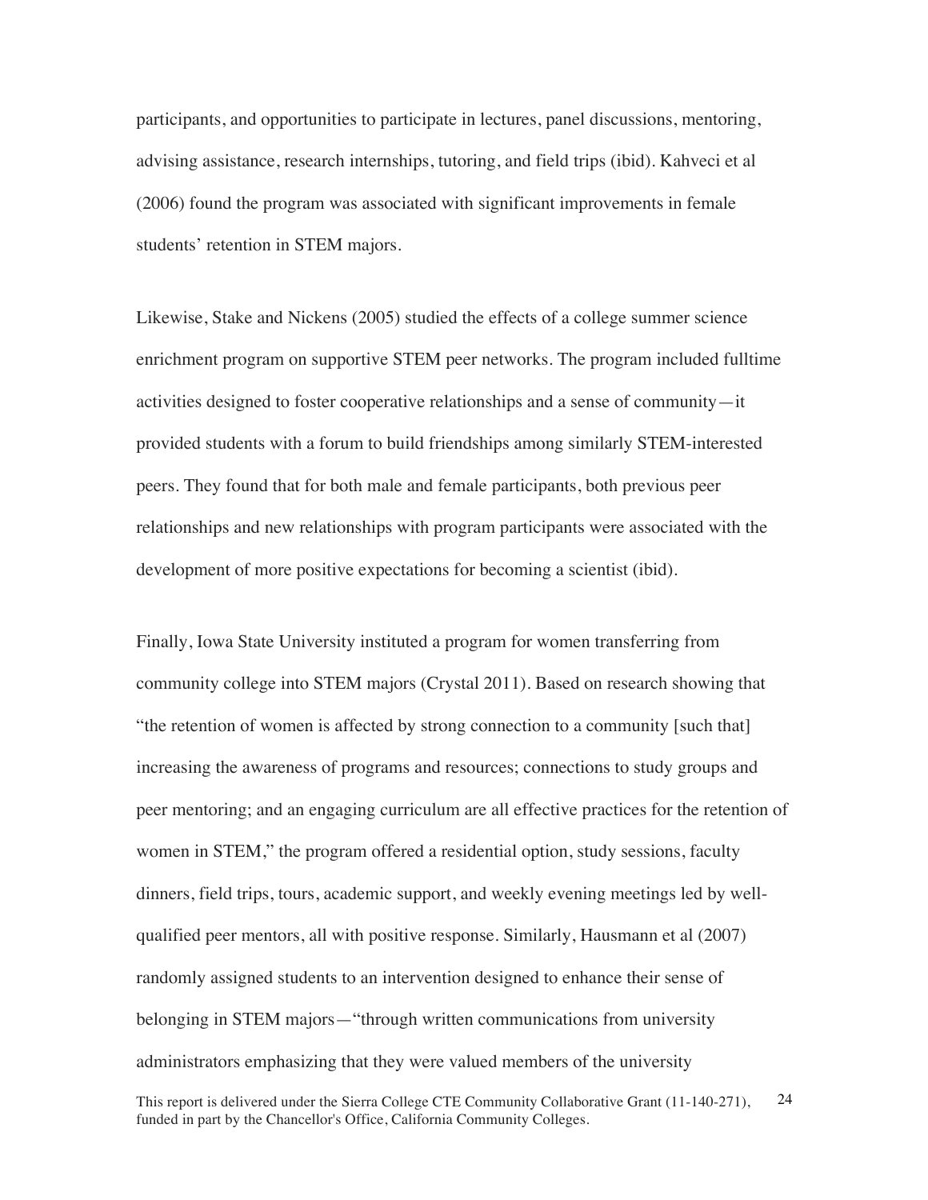participants, and opportunities to participate in lectures, panel discussions, mentoring, advising assistance, research internships, tutoring, and field trips (ibid). Kahveci et al (2006) found the program was associated with significant improvements in female students' retention in STEM majors.

Likewise, Stake and Nickens (2005) studied the effects of a college summer science enrichment program on supportive STEM peer networks. The program included fulltime activities designed to foster cooperative relationships and a sense of community—it provided students with a forum to build friendships among similarly STEM-interested peers. They found that for both male and female participants, both previous peer relationships and new relationships with program participants were associated with the development of more positive expectations for becoming a scientist (ibid).

Finally, Iowa State University instituted a program for women transferring from community college into STEM majors (Crystal 2011). Based on research showing that "the retention of women is affected by strong connection to a community [such that] increasing the awareness of programs and resources; connections to study groups and peer mentoring; and an engaging curriculum are all effective practices for the retention of women in STEM," the program offered a residential option, study sessions, faculty dinners, field trips, tours, academic support, and weekly evening meetings led by well-qualified peer mentors, all with positive response. Similarly, Hausmann et al (2007) randomly assigned students to an intervention designed to enhance their sense of belonging in STEM majors—"through written communications from university administrators emphasizing that they were valued members of the university

This report is delivered under the Sierra College CTE Community Collaborative Grant (11-140-271), funded in part by the Chancellor's Office, California Community Colleges.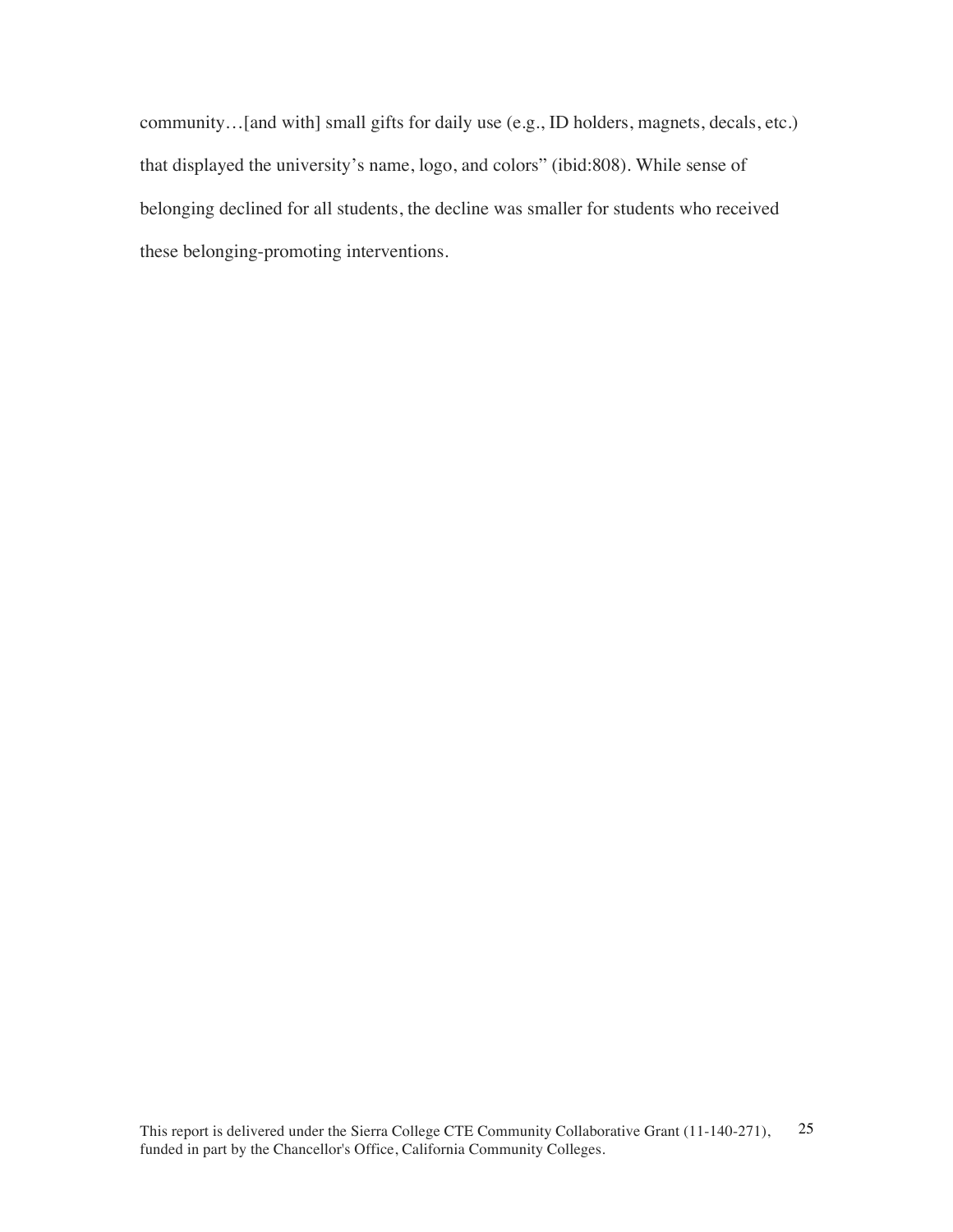community…[and with] small gifts for daily use (e.g., ID holders, magnets, decals, etc.) that displayed the university's name, logo, and colors" (ibid:808). While sense of belonging declined for all students, the decline was smaller for students who received these belonging-promoting interventions.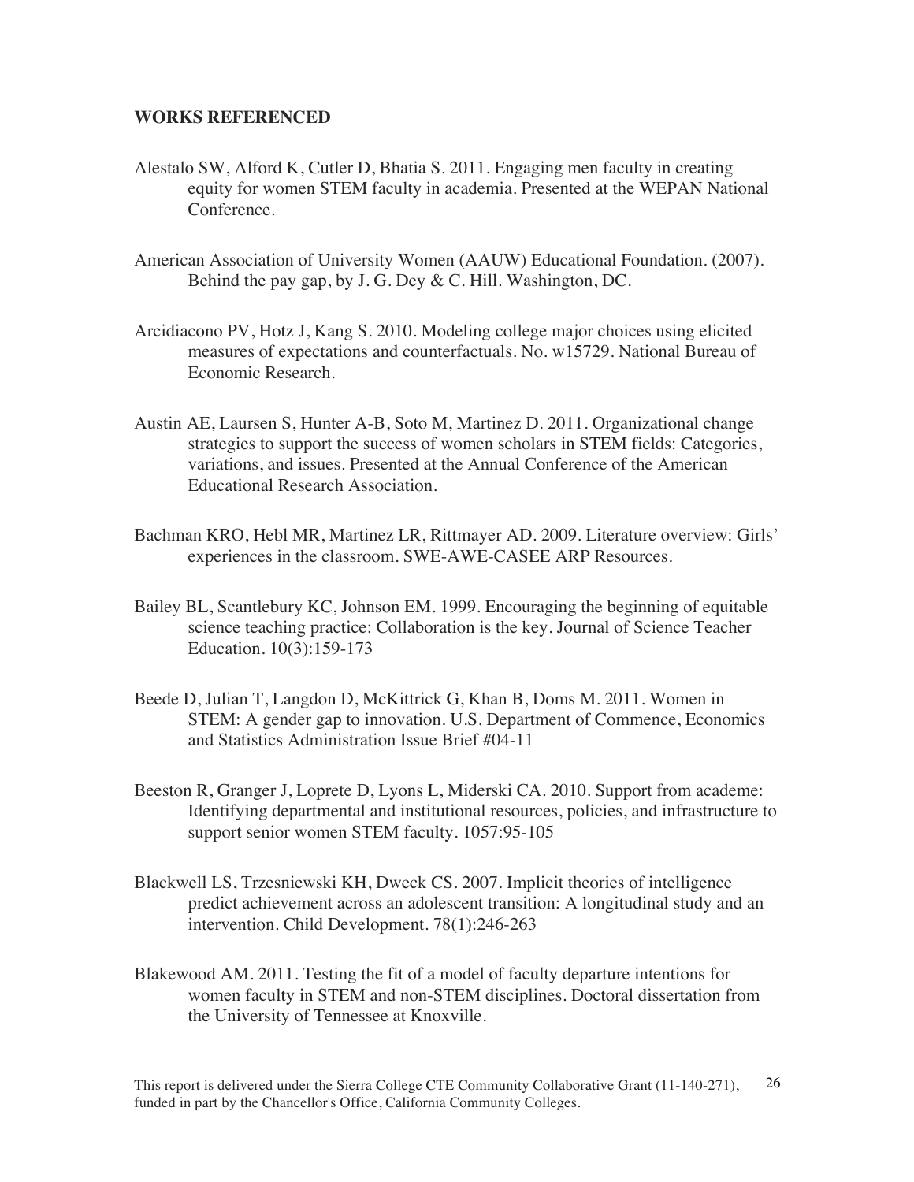**WORKS REFERENCED**

Alestalo SW, Alford K, Cutler D, Bhatia S. 2011. Engaging men faculty in creating equity for women STEM faculty in academia. Presented at the WEPAN National Conference.

American Association of University Women (AAUW) Educational Foundation. (2007). Behind the pay gap, by J. G. Dey & C. Hill. Washington, DC.

Arcidiacono PV, Hotz J, Kang S. 2010. Modeling college major choices using elicited measures of expectations and counterfactuals. No. w15729. National Bureau of Economic Research.

Austin AE, Laursen S, Hunter A-B, Soto M, Martinez D. 2011. Organizational change strategies to support the success of women scholars in STEM fields: Categories, variations, and issues. Presented at the Annual Conference of the American Educational Research Association.

Bachman KRO, Hebl MR, Martinez LR, Rittmayer AD. 2009. Literature overview: Girls' experiences in the classroom. SWE-AWE-CASEE ARP Resources.

Bailey BL, Scantlebury KC, Johnson EM. 1999. Encouraging the beginning of equitable science teaching practice: Collaboration is the key. Journal of Science Teacher Education. 10(3):159-173

Beede D, Julian T, Langdon D, McKittrick G, Khan B, Doms M. 2011. Women in STEM: A gender gap to innovation. U.S. Department of Commence, Economics and Statistics Administration Issue Brief #04-11

Beeston R, Granger J, Loprete D, Lyons L, Miderski CA. 2010. Support from academe: Identifying departmental and institutional resources, policies, and infrastructure to support senior women STEM faculty. 1057:95-105

Blackwell LS, Trzesniewski KH, Dweck CS. 2007. Implicit theories of intelligence predict achievement across an adolescent transition: A longitudinal study and an intervention. Child Development. 78(1):246-263

Blakewood AM. 2011. Testing the fit of a model of faculty departure intentions for women faculty in STEM and non-STEM disciplines. Doctoral dissertation from the University of Tennessee at Knoxville.

This report is delivered under the Sierra College CTE Community Collaborative Grant (11-140-271), funded in part by the Chancellor's Office, California Community Colleges.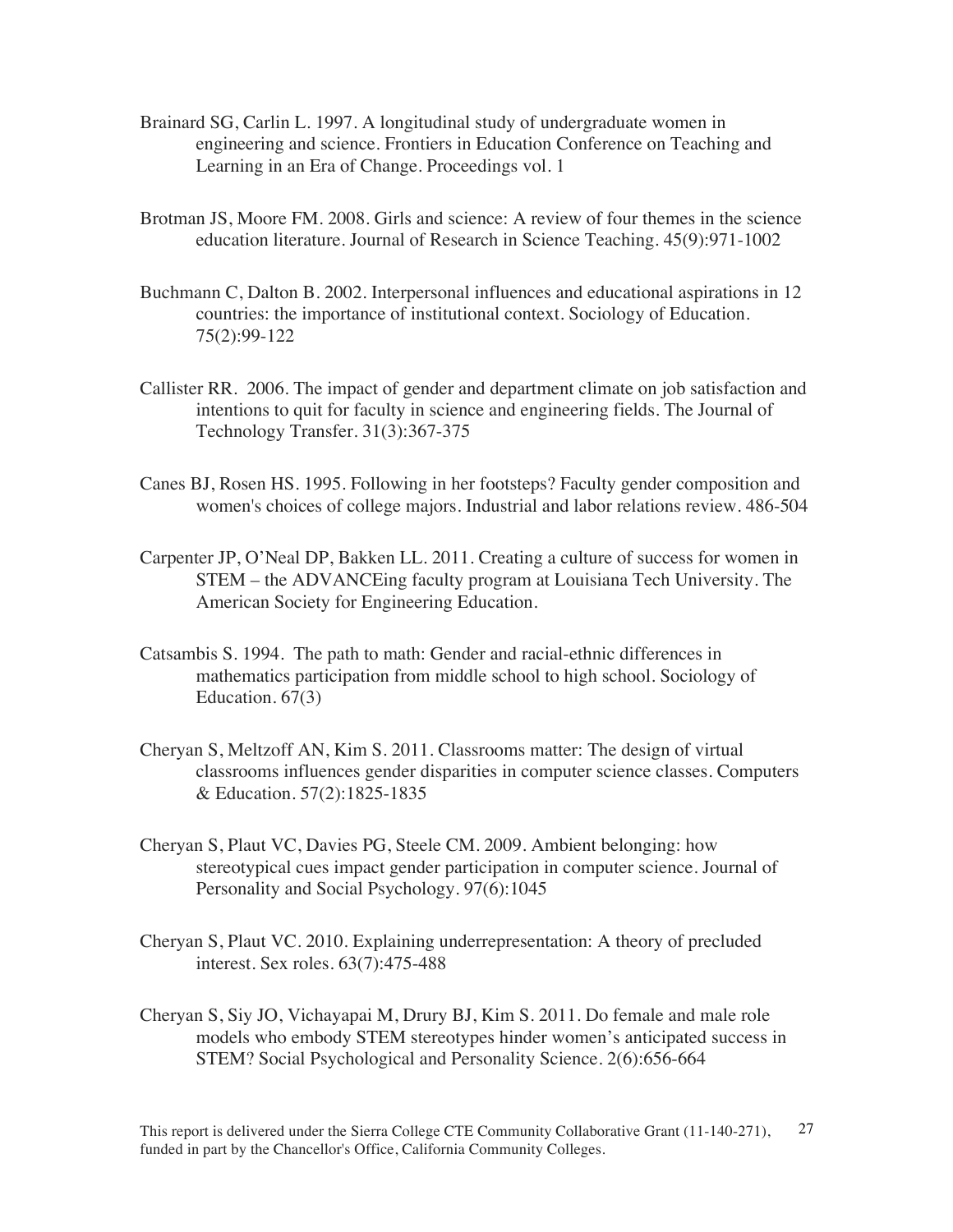Brainard SG, Carlin L. 1997. A longitudinal study of undergraduate women in engineering and science. Frontiers in Education Conference on Teaching and Learning in an Era of Change. Proceedings vol. 1

Brotman JS, Moore FM. 2008. Girls and science: A review of four themes in the science education literature. Journal of Research in Science Teaching. 45(9):971-1002

Buchmann C, Dalton B. 2002. Interpersonal influences and educational aspirations in 12 countries: the importance of institutional context. Sociology of Education. 75(2):99-122

Callister RR. 2006. The impact of gender and department climate on job satisfaction and intentions to quit for faculty in science and engineering fields. The Journal of Technology Transfer. 31(3):367-375

Canes BJ, Rosen HS. 1995. Following in her footsteps? Faculty gender composition and women's choices of college majors. Industrial and labor relations review. 486-504

Carpenter JP, O'Neal DP, Bakken LL. 2011. Creating a culture of success for women in STEM – the ADVANCEing faculty program at Louisiana Tech University. The American Society for Engineering Education.

Catsambis S. 1994. The path to math: Gender and racial-ethnic differences in mathematics participation from middle school to high school. Sociology of Education. 67(3)

Cheryan S, Meltzoff AN, Kim S. 2011. Classrooms matter: The design of virtual classrooms influences gender disparities in computer science classes. Computers & Education. 57(2):1825-1835

Cheryan S, Plaut VC, Davies PG, Steele CM. 2009. Ambient belonging: how stereotypical cues impact gender participation in computer science. Journal of Personality and Social Psychology. 97(6):1045

Cheryan S, Plaut VC. 2010. Explaining underrepresentation: A theory of precluded interest. Sex roles. 63(7):475-488

Cheryan S, Siy JO, Vichayapai M, Drury BJ, Kim S. 2011. Do female and male role models who embody STEM stereotypes hinder women's anticipated success in STEM? Social Psychological and Personality Science. 2(6):656-664

This report is delivered under the Sierra College CTE Community Collaborative Grant (11-140-271), funded in part by the Chancellor's Office, California Community Colleges.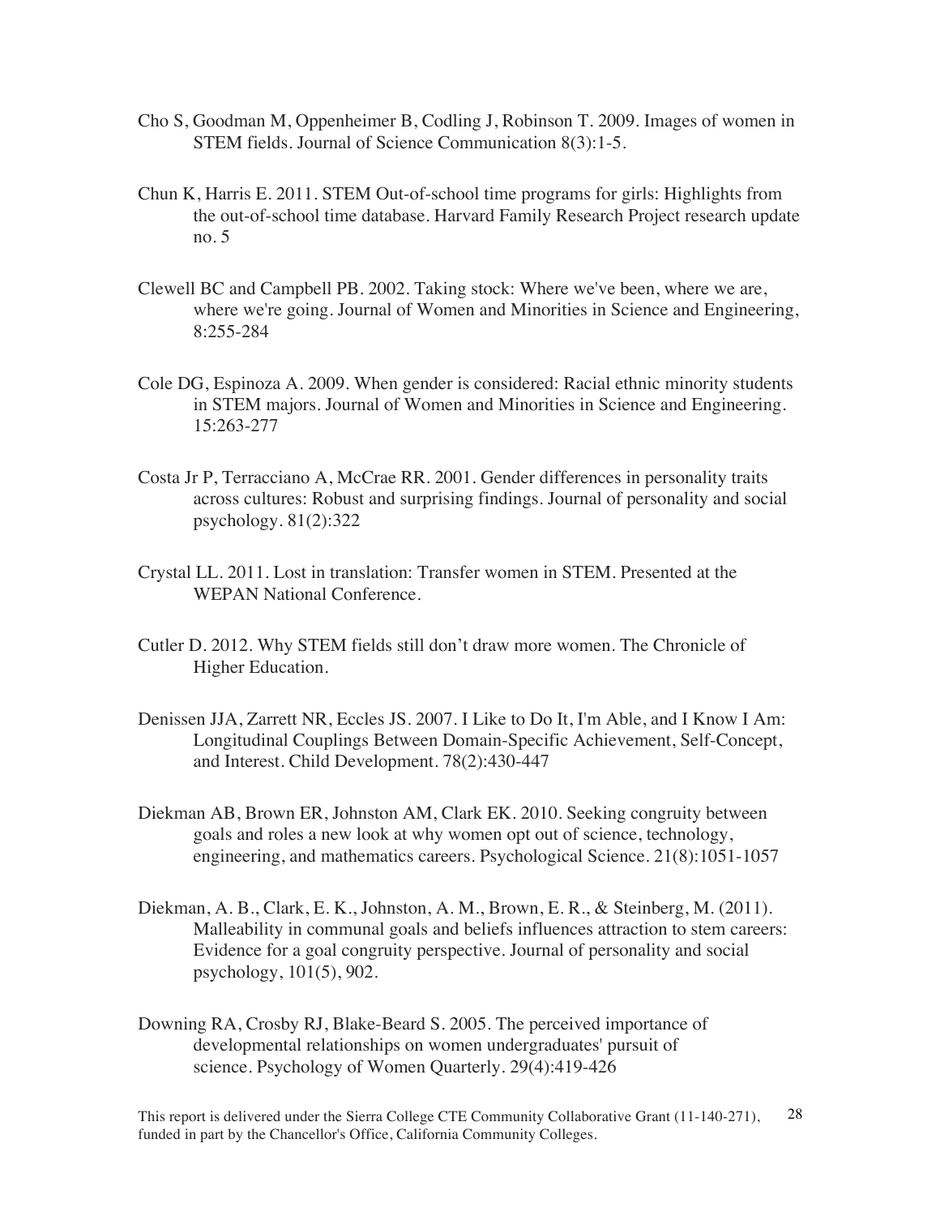Cho S, Goodman M, Oppenheimer B, Codling J, Robinson T. 2009. Images of women in STEM fields. Journal of Science Communication 8(3):1-5.

Chun K, Harris E. 2011. STEM Out-of-school time programs for girls: Highlights from the out-of-school time database. Harvard Family Research Project research update no. 5

Clewell BC and Campbell PB. 2002. Taking stock: Where we've been, where we are, where we're going. Journal of Women and Minorities in Science and Engineering, 8:255-284

Cole DG, Espinoza A. 2009. When gender is considered: Racial ethnic minority students in STEM majors. Journal of Women and Minorities in Science and Engineering. 15:263-277

Costa Jr P, Terracciano A, McCrae RR. 2001. Gender differences in personality traits across cultures: Robust and surprising findings. Journal of personality and social psychology. 81(2):322

Crystal LL. 2011. Lost in translation: Transfer women in STEM. Presented at the WEPAN National Conference.

Cutler D. 2012. Why STEM fields still don't draw more women. The Chronicle of Higher Education.

Denissen JJA, Zarrett NR, Eccles JS. 2007. I Like to Do It, I'm Able, and I Know I Am: Longitudinal Couplings Between Domain-Specific Achievement, Self-Concept, and Interest. Child Development. 78(2):430-447

Diekman AB, Brown ER, Johnston AM, Clark EK. 2010. Seeking congruity between goals and roles a new look at why women opt out of science, technology, engineering, and mathematics careers. Psychological Science. 21(8):1051-1057

Diekman, A. B., Clark, E. K., Johnston, A. M., Brown, E. R., & Steinberg, M. (2011). Malleability in communal goals and beliefs influences attraction to stem careers: Evidence for a goal congruity perspective. Journal of personality and social psychology, 101(5), 902.

Downing RA, Crosby RJ, Blake-Beard S. 2005. The perceived importance of developmental relationships on women undergraduates' pursuit of science. Psychology of Women Quarterly. 29(4):419-426

This report is delivered under the Sierra College CTE Community Collaborative Grant (11-140-271), funded in part by the Chancellor's Office, California Community Colleges.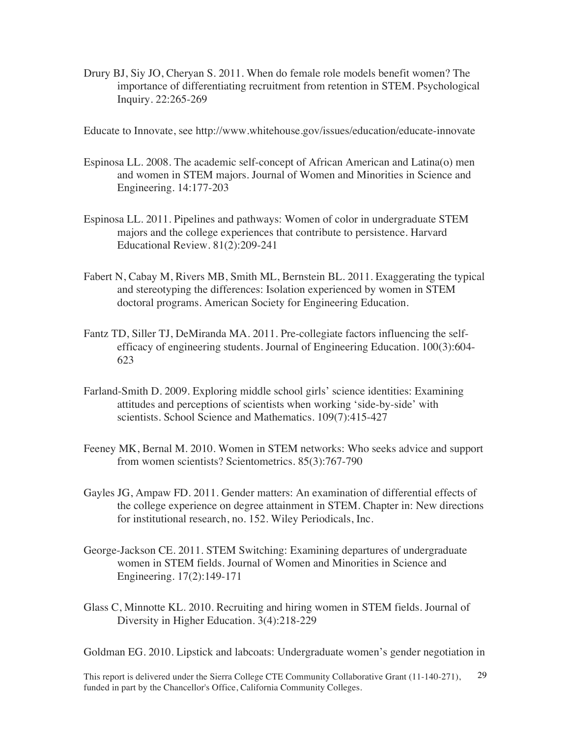Drury BJ, Siy JO, Cheryan S. 2011. When do female role models benefit women? The importance of differentiating recruitment from retention in STEM. Psychological Inquiry. 22:265-269

Educate to Innovate, see http://www.whitehouse.gov/issues/education/educate-innovate

Espinosa LL. 2008. The academic self-concept of African American and Latina(o) men and women in STEM majors. Journal of Women and Minorities in Science and Engineering. 14:177-203

Espinosa LL. 2011. Pipelines and pathways: Women of color in undergraduate STEM majors and the college experiences that contribute to persistence. Harvard Educational Review. 81(2):209-241

Fabert N, Cabay M, Rivers MB, Smith ML, Bernstein BL. 2011. Exaggerating the typical and stereotyping the differences: Isolation experienced by women in STEM doctoral programs. American Society for Engineering Education.

Fantz TD, Siller TJ, DeMiranda MA. 2011. Pre-collegiate factors influencing the self-efficacy of engineering students. Journal of Engineering Education. 100(3):604-623

Farland-Smith D. 2009. Exploring middle school girls' science identities: Examining attitudes and perceptions of scientists when working 'side-by-side' with scientists. School Science and Mathematics. 109(7):415-427

Feeney MK, Bernal M. 2010. Women in STEM networks: Who seeks advice and support from women scientists? Scientometrics. 85(3):767-790

Gayles JG, Ampaw FD. 2011. Gender matters: An examination of differential effects of the college experience on degree attainment in STEM. Chapter in: New directions for institutional research, no. 152. Wiley Periodicals, Inc.

George-Jackson CE. 2011. STEM Switching: Examining departures of undergraduate women in STEM fields. Journal of Women and Minorities in Science and Engineering. 17(2):149-171

Glass C, Minnotte KL. 2010. Recruiting and hiring women in STEM fields. Journal of Diversity in Higher Education. 3(4):218-229

Goldman EG. 2010. Lipstick and labcoats: Undergraduate women's gender negotiation in

This report is delivered under the Sierra College CTE Community Collaborative Grant (11-140-271), funded in part by the Chancellor's Office, California Community Colleges.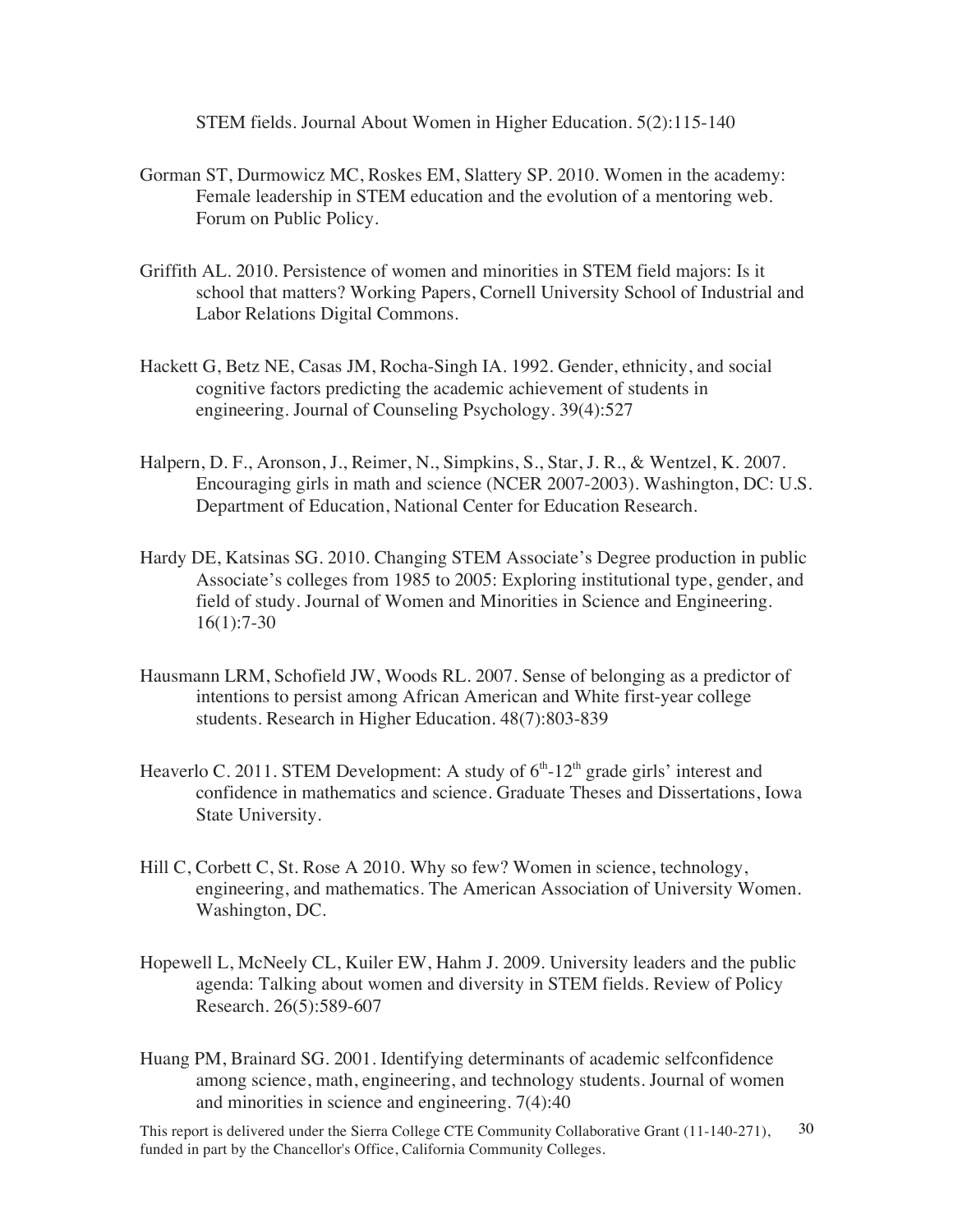STEM fields. Journal About Women in Higher Education. 5(2):115-140

Gorman ST, Durmowicz MC, Roskes EM, Slattery SP. 2010. Women in the academy: Female leadership in STEM education and the evolution of a mentoring web. Forum on Public Policy.

Griffith AL. 2010. Persistence of women and minorities in STEM field majors: Is it school that matters? Working Papers, Cornell University School of Industrial and Labor Relations Digital Commons.

Hackett G, Betz NE, Casas JM, Rocha-Singh IA. 1992. Gender, ethnicity, and social cognitive factors predicting the academic achievement of students in engineering. Journal of Counseling Psychology. 39(4):527

Halpern, D. F., Aronson, J., Reimer, N., Simpkins, S., Star, J. R., & Wentzel, K. 2007. Encouraging girls in math and science (NCER 2007-2003). Washington, DC: U.S. Department of Education, National Center for Education Research.

Hardy DE, Katsinas SG. 2010. Changing STEM Associate's Degree production in public Associate's colleges from 1985 to 2005: Exploring institutional type, gender, and field of study. Journal of Women and Minorities in Science and Engineering. 16(1):7-30

Hausmann LRM, Schofield JW, Woods RL. 2007. Sense of belonging as a predictor of intentions to persist among African American and White first-year college students. Research in Higher Education. 48(7):803-839

Heaverlo C. 2011. STEM Development: A study of 6th-12th grade girls' interest and confidence in mathematics and science. Graduate Theses and Dissertations, Iowa State University.

Hill C, Corbett C, St. Rose A 2010. Why so few? Women in science, technology, engineering, and mathematics. The American Association of University Women. Washington, DC.

Hopewell L, McNeely CL, Kuiler EW, Hahm J. 2009. University leaders and the public agenda: Talking about women and diversity in STEM fields. Review of Policy Research. 26(5):589-607

Huang PM, Brainard SG. 2001. Identifying determinants of academic selfconfidence among science, math, engineering, and technology students. Journal of women and minorities in science and engineering. 7(4):40

This report is delivered under the Sierra College CTE Community Collaborative Grant (11-140-271), funded in part by the Chancellor's Office, California Community Colleges.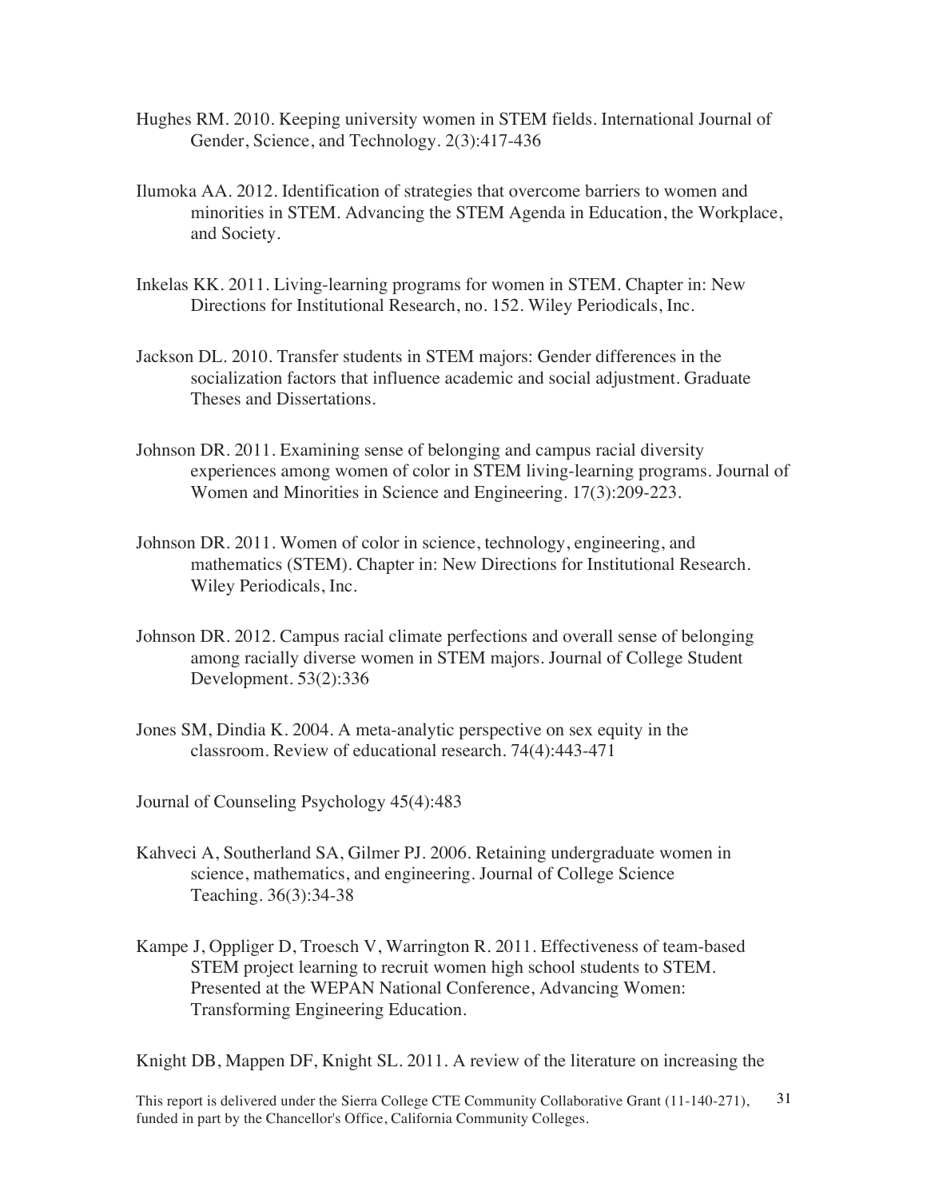Hughes RM. 2010. Keeping university women in STEM fields. International Journal of Gender, Science, and Technology. 2(3):417-436

Ilumoka AA. 2012. Identification of strategies that overcome barriers to women and minorities in STEM. Advancing the STEM Agenda in Education, the Workplace, and Society.

Inkelas KK. 2011. Living-learning programs for women in STEM. Chapter in: New Directions for Institutional Research, no. 152. Wiley Periodicals, Inc.

Jackson DL. 2010. Transfer students in STEM majors: Gender differences in the socialization factors that influence academic and social adjustment. Graduate Theses and Dissertations.

Johnson DR. 2011. Examining sense of belonging and campus racial diversity experiences among women of color in STEM living-learning programs. Journal of Women and Minorities in Science and Engineering. 17(3):209-223.

Johnson DR. 2011. Women of color in science, technology, engineering, and mathematics (STEM). Chapter in: New Directions for Institutional Research. Wiley Periodicals, Inc.

Johnson DR. 2012. Campus racial climate perfections and overall sense of belonging among racially diverse women in STEM majors. Journal of College Student Development. 53(2):336

Jones SM, Dindia K. 2004. A meta-analytic perspective on sex equity in the classroom. Review of educational research. 74(4):443-471

Journal of Counseling Psychology 45(4):483

Kahveci A, Southerland SA, Gilmer PJ. 2006. Retaining undergraduate women in science, mathematics, and engineering. Journal of College Science Teaching. 36(3):34-38

Kampe J, Oppliger D, Troesch V, Warrington R. 2011. Effectiveness of team-based STEM project learning to recruit women high school students to STEM. Presented at the WEPAN National Conference, Advancing Women: Transforming Engineering Education.

Knight DB, Mappen DF, Knight SL. 2011. A review of the literature on increasing the

This report is delivered under the Sierra College CTE Community Collaborative Grant (11-140-271), funded in part by the Chancellor's Office, California Community Colleges.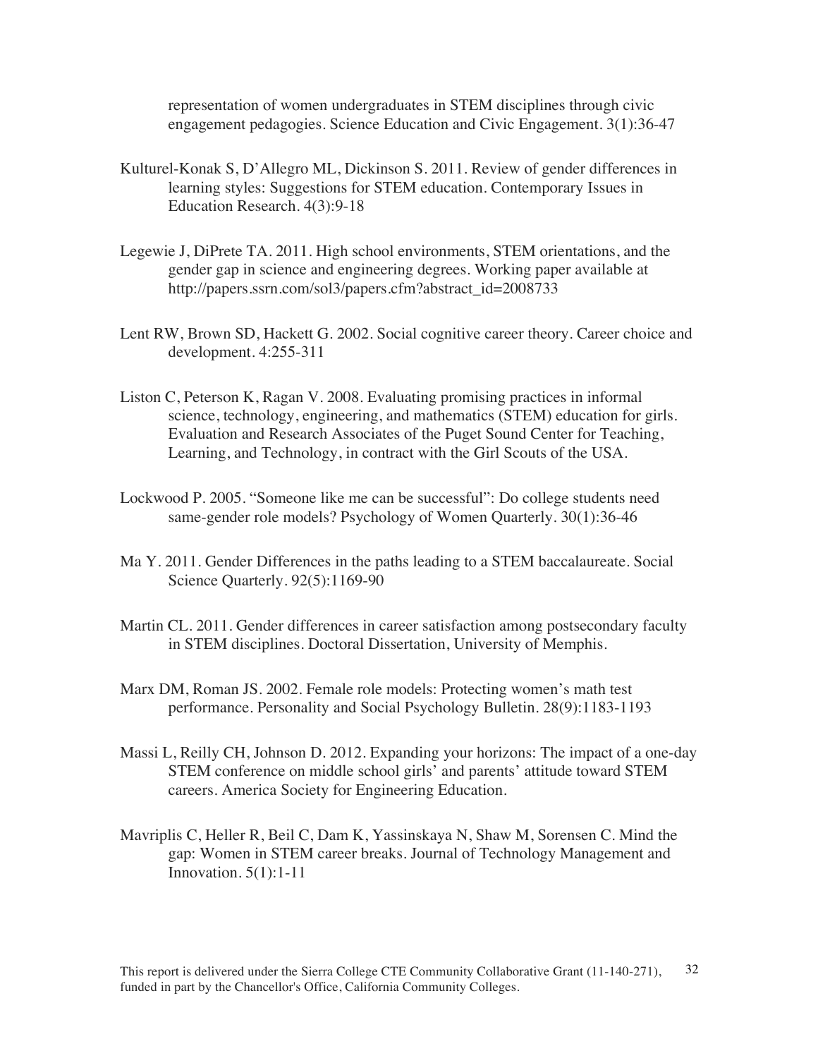representation of women undergraduates in STEM disciplines through civic engagement pedagogies. Science Education and Civic Engagement. 3(1):36-47

Kulturel-Konak S, D'Allegro ML, Dickinson S. 2011. Review of gender differences in learning styles: Suggestions for STEM education. Contemporary Issues in Education Research. 4(3):9-18

Legewie J, DiPrete TA. 2011. High school environments, STEM orientations, and the gender gap in science and engineering degrees. Working paper available at http://papers.ssrn.com/sol3/papers.cfm?abstract_id=2008733

Lent RW, Brown SD, Hackett G. 2002. Social cognitive career theory. Career choice and development. 4:255-311

Liston C, Peterson K, Ragan V. 2008. Evaluating promising practices in informal science, technology, engineering, and mathematics (STEM) education for girls. Evaluation and Research Associates of the Puget Sound Center for Teaching, Learning, and Technology, in contract with the Girl Scouts of the USA.

Lockwood P. 2005. "Someone like me can be successful": Do college students need same-gender role models? Psychology of Women Quarterly. 30(1):36-46

Ma Y. 2011. Gender Differences in the paths leading to a STEM baccalaureate. Social Science Quarterly. 92(5):1169-90

Martin CL. 2011. Gender differences in career satisfaction among postsecondary faculty in STEM disciplines. Doctoral Dissertation, University of Memphis.

Marx DM, Roman JS. 2002. Female role models: Protecting women's math test performance. Personality and Social Psychology Bulletin. 28(9):1183-1193

Massi L, Reilly CH, Johnson D. 2012. Expanding your horizons: The impact of a one-day STEM conference on middle school girls' and parents' attitude toward STEM careers. America Society for Engineering Education.

Mavriplis C, Heller R, Beil C, Dam K, Yassinskaya N, Shaw M, Sorensen C. Mind the gap: Women in STEM career breaks. Journal of Technology Management and Innovation. 5(1):1-11

This report is delivered under the Sierra College CTE Community Collaborative Grant (11-140-271), funded in part by the Chancellor's Office, California Community Colleges.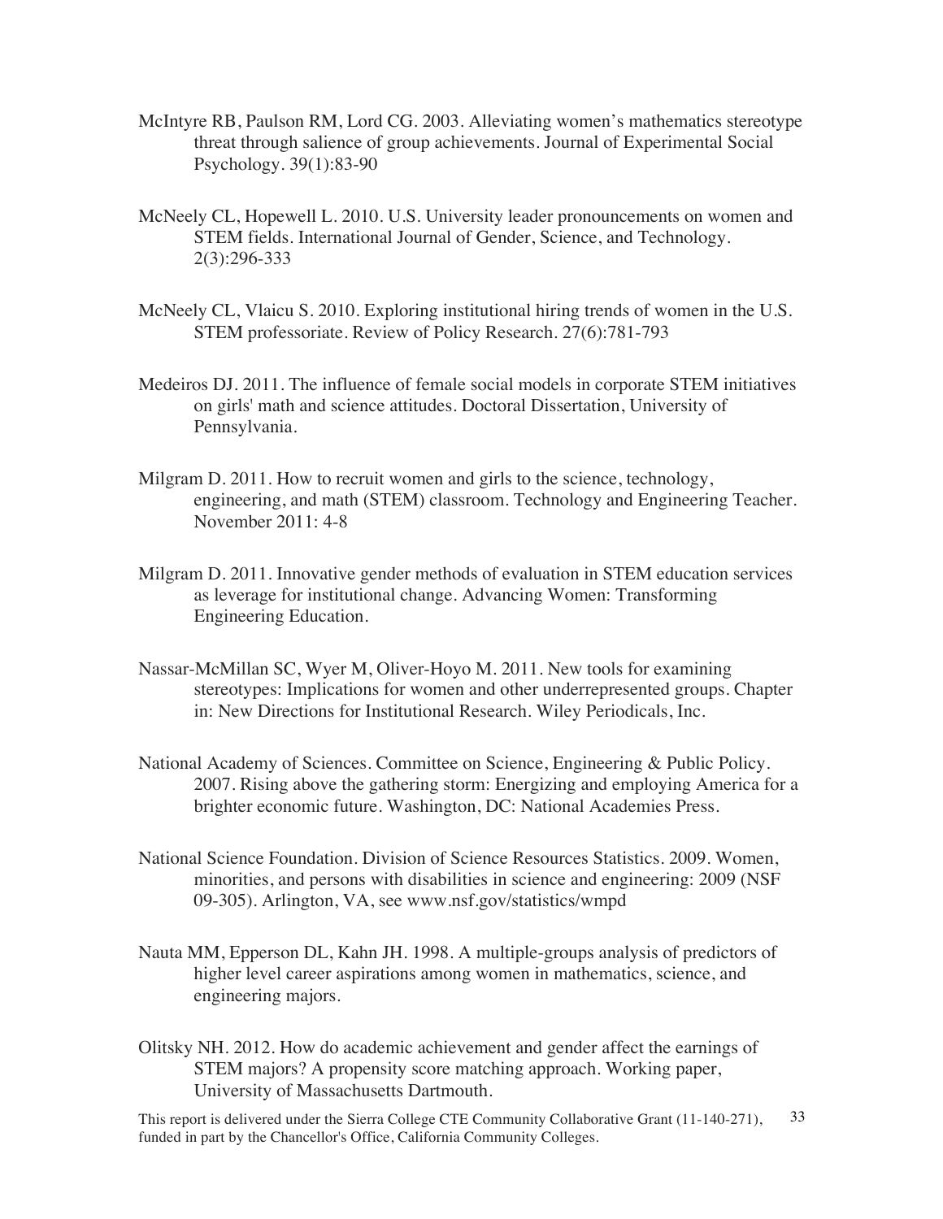McIntyre RB, Paulson RM, Lord CG. 2003. Alleviating women's mathematics stereotype threat through salience of group achievements. Journal of Experimental Social Psychology. 39(1):83-90

McNeely CL, Hopewell L. 2010. U.S. University leader pronouncements on women and STEM fields. International Journal of Gender, Science, and Technology. 2(3):296-333

McNeely CL, Vlaicu S. 2010. Exploring institutional hiring trends of women in the U.S. STEM professoriate. Review of Policy Research. 27(6):781-793

Medeiros DJ. 2011. The influence of female social models in corporate STEM initiatives on girls' math and science attitudes. Doctoral Dissertation, University of Pennsylvania.

Milgram D. 2011. How to recruit women and girls to the science, technology, engineering, and math (STEM) classroom. Technology and Engineering Teacher. November 2011: 4-8

Milgram D. 2011. Innovative gender methods of evaluation in STEM education services as leverage for institutional change. Advancing Women: Transforming Engineering Education.

Nassar-McMillan SC, Wyer M, Oliver-Hoyo M. 2011. New tools for examining stereotypes: Implications for women and other underrepresented groups. Chapter in: New Directions for Institutional Research. Wiley Periodicals, Inc.

National Academy of Sciences. Committee on Science, Engineering & Public Policy. 2007. Rising above the gathering storm: Energizing and employing America for a brighter economic future. Washington, DC: National Academies Press.

National Science Foundation. Division of Science Resources Statistics. 2009. Women, minorities, and persons with disabilities in science and engineering: 2009 (NSF 09-305). Arlington, VA, see www.nsf.gov/statistics/wmpd

Nauta MM, Epperson DL, Kahn JH. 1998. A multiple-groups analysis of predictors of higher level career aspirations among women in mathematics, science, and engineering majors.

Olitsky NH. 2012. How do academic achievement and gender affect the earnings of STEM majors? A propensity score matching approach. Working paper, University of Massachusetts Dartmouth.

This report is delivered under the Sierra College CTE Community Collaborative Grant (11-140-271), funded in part by the Chancellor's Office, California Community Colleges.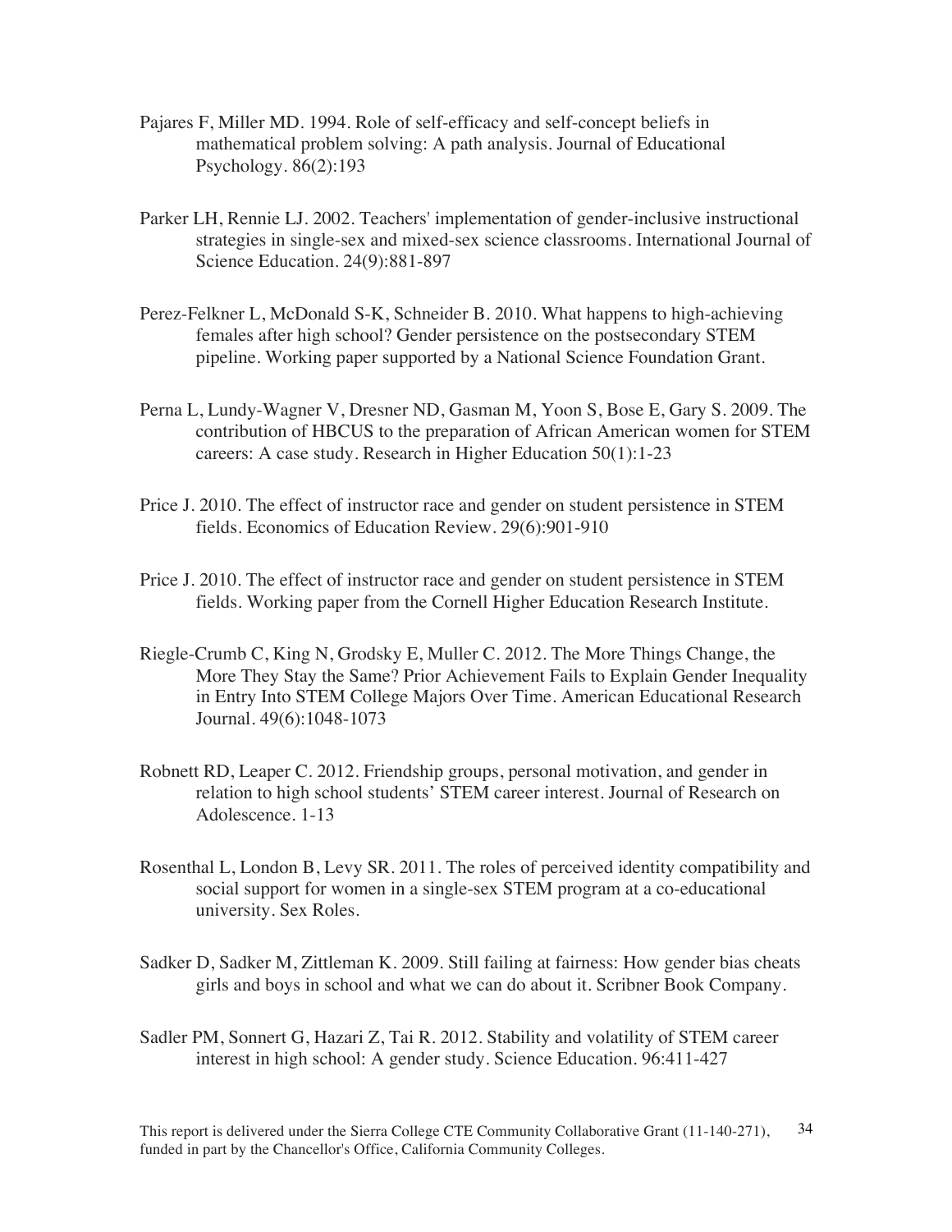Pajares F, Miller MD. 1994. Role of self-efficacy and self-concept beliefs in mathematical problem solving: A path analysis. Journal of Educational Psychology. 86(2):193

Parker LH, Rennie LJ. 2002. Teachers' implementation of gender-inclusive instructional strategies in single-sex and mixed-sex science classrooms. International Journal of Science Education. 24(9):881-897

Perez-Felkner L, McDonald S-K, Schneider B. 2010. What happens to high-achieving females after high school? Gender persistence on the postsecondary STEM pipeline. Working paper supported by a National Science Foundation Grant.

Perna L, Lundy-Wagner V, Dresner ND, Gasman M, Yoon S, Bose E, Gary S. 2009. The contribution of HBCUS to the preparation of African American women for STEM careers: A case study. Research in Higher Education 50(1):1-23

Price J. 2010. The effect of instructor race and gender on student persistence in STEM fields. Economics of Education Review. 29(6):901-910

Price J. 2010. The effect of instructor race and gender on student persistence in STEM fields. Working paper from the Cornell Higher Education Research Institute.

Riegle-Crumb C, King N, Grodsky E, Muller C. 2012. The More Things Change, the More They Stay the Same? Prior Achievement Fails to Explain Gender Inequality in Entry Into STEM College Majors Over Time. American Educational Research Journal. 49(6):1048-1073

Robnett RD, Leaper C. 2012. Friendship groups, personal motivation, and gender in relation to high school students' STEM career interest. Journal of Research on Adolescence. 1-13

Rosenthal L, London B, Levy SR. 2011. The roles of perceived identity compatibility and social support for women in a single-sex STEM program at a co-educational university. Sex Roles.

Sadker D, Sadker M, Zittleman K. 2009. Still failing at fairness: How gender bias cheats girls and boys in school and what we can do about it. Scribner Book Company.

Sadler PM, Sonnert G, Hazari Z, Tai R. 2012. Stability and volatility of STEM career interest in high school: A gender study. Science Education. 96:411-427

This report is delivered under the Sierra College CTE Community Collaborative Grant (11-140-271), funded in part by the Chancellor's Office, California Community Colleges.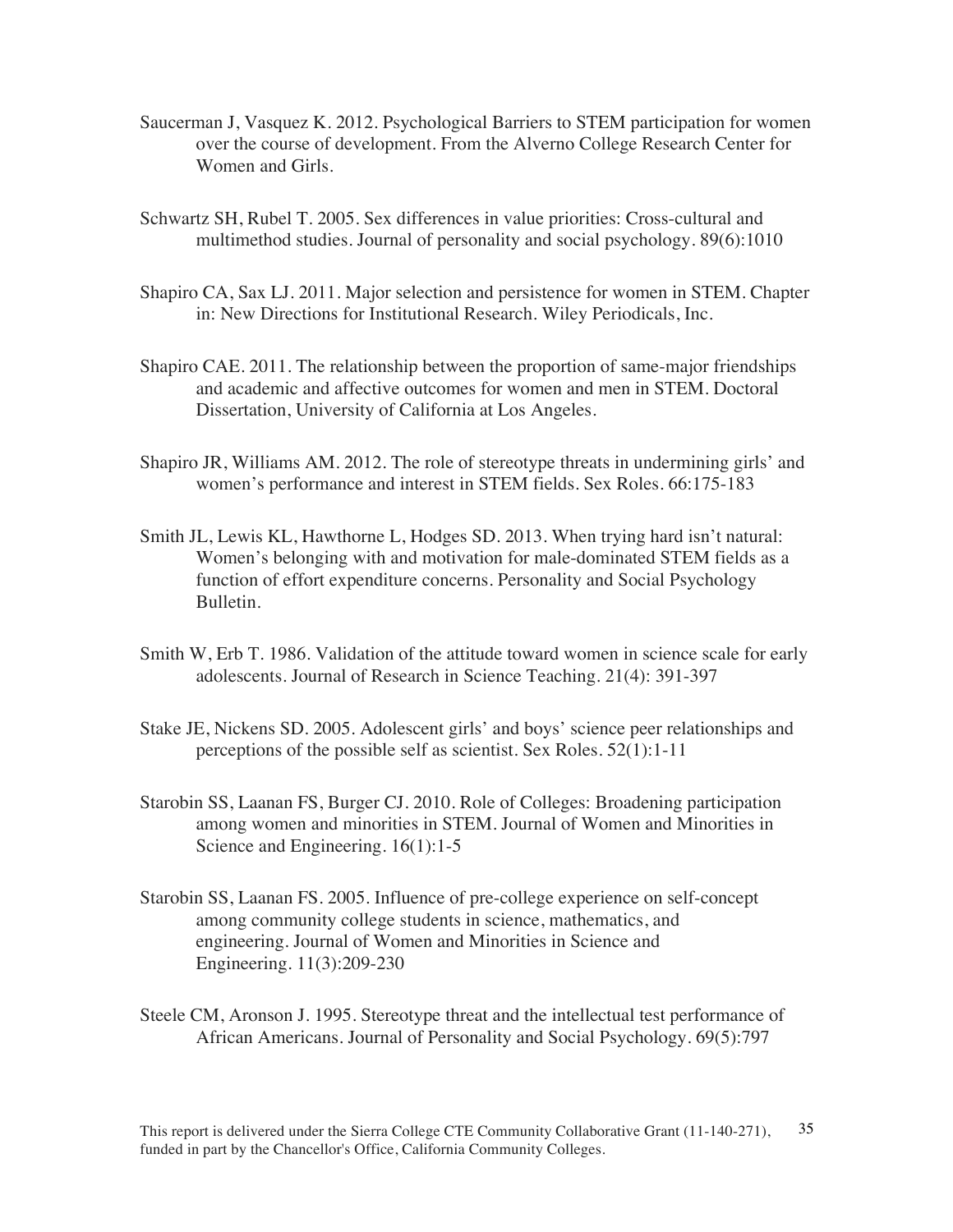Saucerman J, Vasquez K. 2012. Psychological Barriers to STEM participation for women over the course of development. From the Alverno College Research Center for Women and Girls.

Schwartz SH, Rubel T. 2005. Sex differences in value priorities: Cross-cultural and multimethod studies. Journal of personality and social psychology. 89(6):1010

Shapiro CA, Sax LJ. 2011. Major selection and persistence for women in STEM. Chapter in: New Directions for Institutional Research. Wiley Periodicals, Inc.

Shapiro CAE. 2011. The relationship between the proportion of same-major friendships and academic and affective outcomes for women and men in STEM. Doctoral Dissertation, University of California at Los Angeles.

Shapiro JR, Williams AM. 2012. The role of stereotype threats in undermining girls' and women's performance and interest in STEM fields. Sex Roles. 66:175-183

Smith JL, Lewis KL, Hawthorne L, Hodges SD. 2013. When trying hard isn't natural: Women's belonging with and motivation for male-dominated STEM fields as a function of effort expenditure concerns. Personality and Social Psychology Bulletin.

Smith W, Erb T. 1986. Validation of the attitude toward women in science scale for early adolescents. Journal of Research in Science Teaching. 21(4): 391-397

Stake JE, Nickens SD. 2005. Adolescent girls' and boys' science peer relationships and perceptions of the possible self as scientist. Sex Roles. 52(1):1-11

Starobin SS, Laanan FS, Burger CJ. 2010. Role of Colleges: Broadening participation among women and minorities in STEM. Journal of Women and Minorities in Science and Engineering. 16(1):1-5

Starobin SS, Laanan FS. 2005. Influence of pre-college experience on self-concept among community college students in science, mathematics, and engineering. Journal of Women and Minorities in Science and Engineering. 11(3):209-230

Steele CM, Aronson J. 1995. Stereotype threat and the intellectual test performance of African Americans. Journal of Personality and Social Psychology. 69(5):797

This report is delivered under the Sierra College CTE Community Collaborative Grant (11-140-271), funded in part by the Chancellor's Office, California Community Colleges.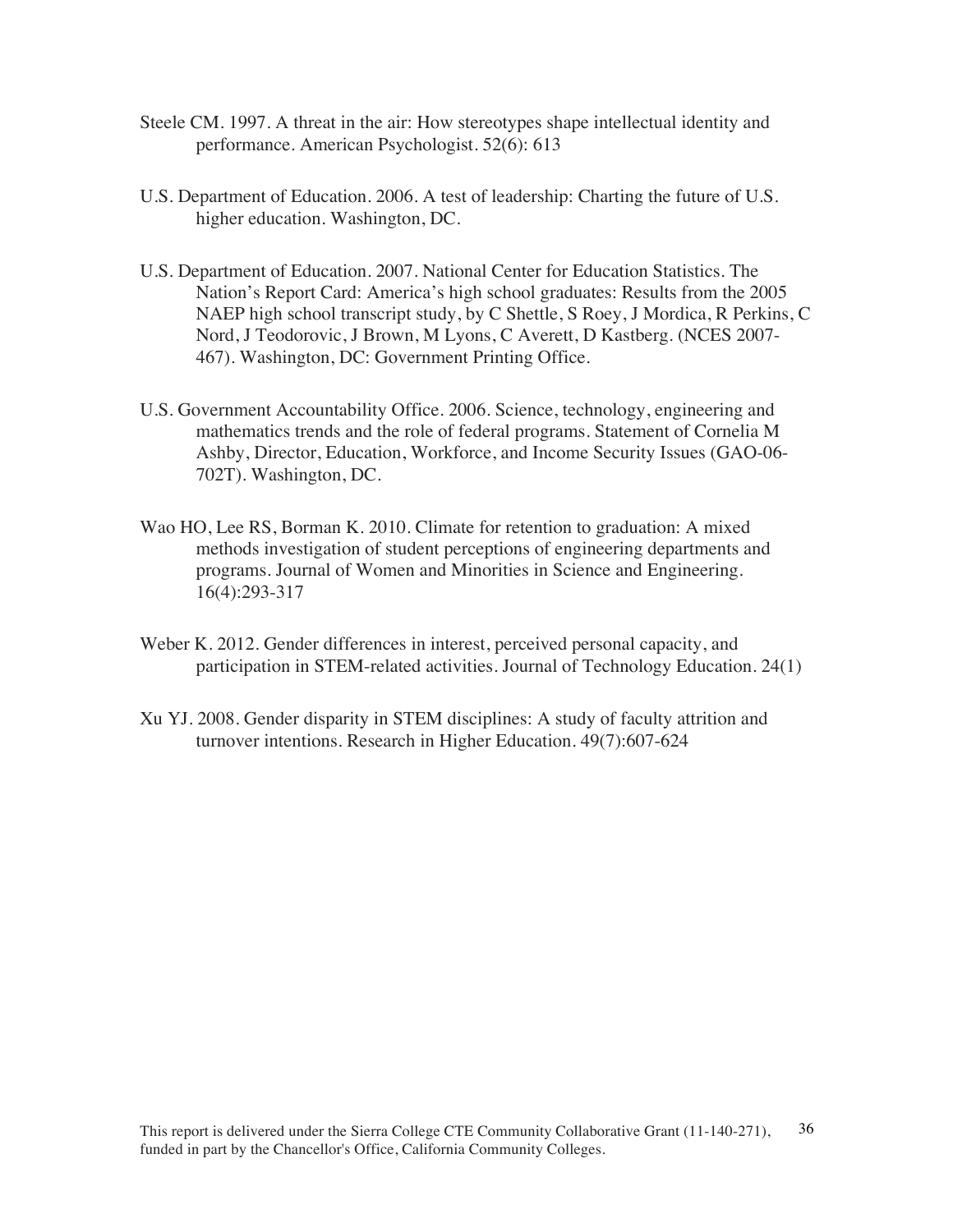Steele CM. 1997. A threat in the air: How stereotypes shape intellectual identity and performance. American Psychologist. 52(6): 613

U.S. Department of Education. 2006. A test of leadership: Charting the future of U.S. higher education. Washington, DC.

U.S. Department of Education. 2007. National Center for Education Statistics. The Nation's Report Card: America's high school graduates: Results from the 2005 NAEP high school transcript study, by C Shettle, S Roey, J Mordica, R Perkins, C Nord, J Teodorovic, J Brown, M Lyons, C Averett, D Kastberg. (NCES 2007-467). Washington, DC: Government Printing Office.

U.S. Government Accountability Office. 2006. Science, technology, engineering and mathematics trends and the role of federal programs. Statement of Cornelia M Ashby, Director, Education, Workforce, and Income Security Issues (GAO-06-702T). Washington, DC.

Wao HO, Lee RS, Borman K. 2010. Climate for retention to graduation: A mixed methods investigation of student perceptions of engineering departments and programs. Journal of Women and Minorities in Science and Engineering. 16(4):293-317

Weber K. 2012. Gender differences in interest, perceived personal capacity, and participation in STEM-related activities. Journal of Technology Education. 24(1)

Xu YJ. 2008. Gender disparity in STEM disciplines: A study of faculty attrition and turnover intentions. Research in Higher Education. 49(7):607-624